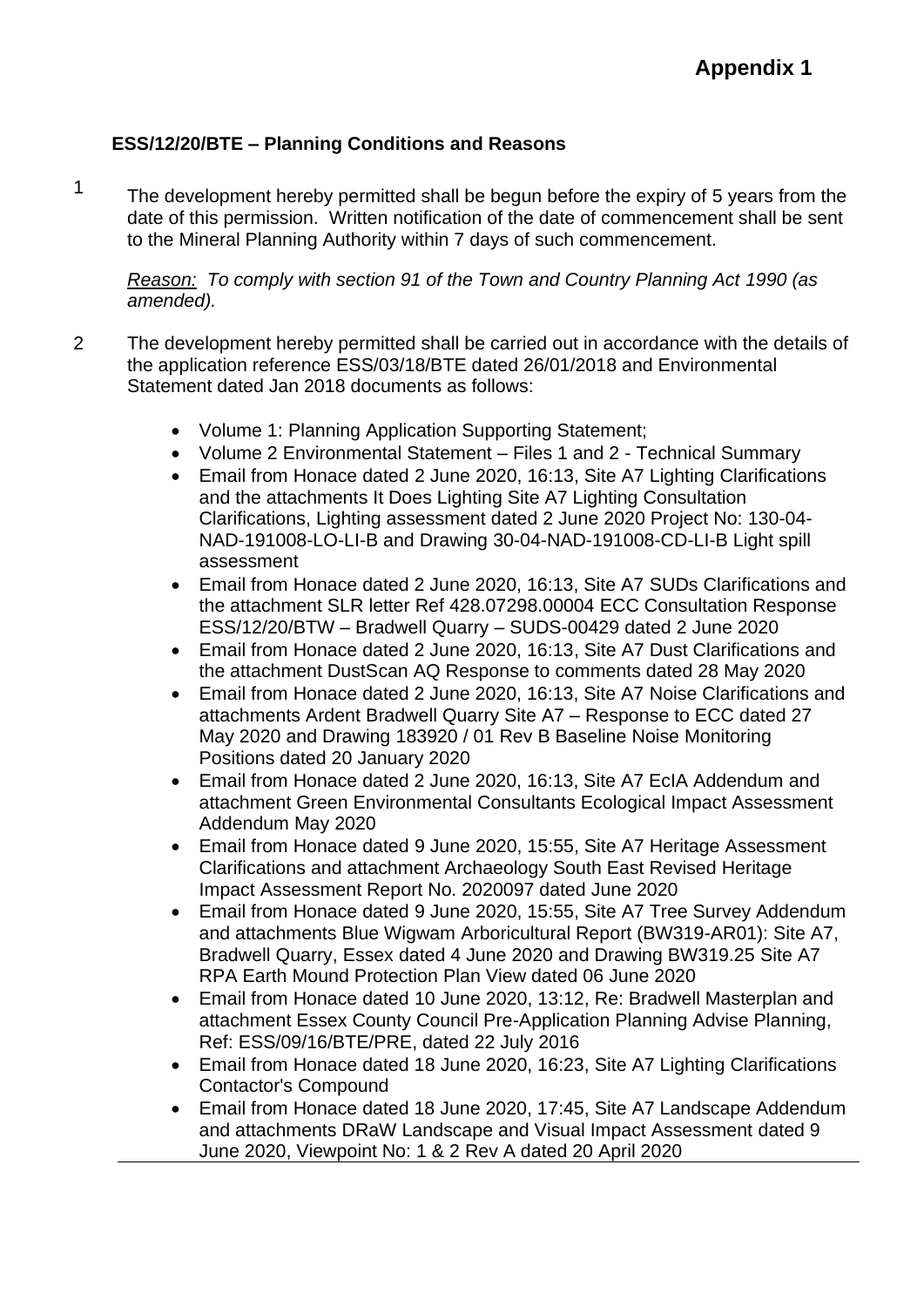**Appendix 1**

**ESS/12/20/BTE – Planning Conditions and Reasons**

1 The development hereby permitted shall be begun before the expiry of 5 years from the date of this permission. Written notification of the date of commencement shall be sent to the Mineral Planning Authority within 7 days of such commencement.

*Reason: To comply with section 91 of the Town and Country Planning Act 1990 (as amended).*

2 The development hereby permitted shall be carried out in accordance with the details of the application reference ESS/03/18/BTE dated 26/01/2018 and Environmental Statement dated Jan 2018 documents as follows:

- Volume 1: Planning Application Supporting Statement;
- Volume 2 Environmental Statement – Files 1 and 2 - Technical Summary
- Email from Honace dated 2 June 2020, 16:13, Site A7 Lighting Clarifications and the attachments It Does Lighting Site A7 Lighting Consultation Clarifications, Lighting assessment dated 2 June 2020 Project No: 130-04-NAD-191008-LO-LI-B and Drawing 30-04-NAD-191008-CD-LI-B Light spill assessment
- Email from Honace dated 2 June 2020, 16:13, Site A7 SUDs Clarifications and the attachment SLR letter Ref 428.07298.00004 ECC Consultation Response ESS/12/20/BTW – Bradwell Quarry – SUDS-00429 dated 2 June 2020
- Email from Honace dated 2 June 2020, 16:13, Site A7 Dust Clarifications and the attachment DustScan AQ Response to comments dated 28 May 2020
- Email from Honace dated 2 June 2020, 16:13, Site A7 Noise Clarifications and attachments Ardent Bradwell Quarry Site A7 – Response to ECC dated 27 May 2020 and Drawing 183920 / 01 Rev B Baseline Noise Monitoring Positions dated 20 January 2020
- Email from Honace dated 2 June 2020, 16:13, Site A7 EcIA Addendum and attachment Green Environmental Consultants Ecological Impact Assessment Addendum May 2020
- Email from Honace dated 9 June 2020, 15:55, Site A7 Heritage Assessment Clarifications and attachment Archaeology South East Revised Heritage Impact Assessment Report No. 2020097 dated June 2020
- Email from Honace dated 9 June 2020, 15:55, Site A7 Tree Survey Addendum and attachments Blue Wigwam Arboricultural Report (BW319-AR01): Site A7, Bradwell Quarry, Essex dated 4 June 2020 and Drawing BW319.25 Site A7 RPA Earth Mound Protection Plan View dated 06 June 2020
- Email from Honace dated 10 June 2020, 13:12, Re: Bradwell Masterplan and attachment Essex County Council Pre-Application Planning Advise Planning, Ref: ESS/09/16/BTE/PRE, dated 22 July 2016
- Email from Honace dated 18 June 2020, 16:23, Site A7 Lighting Clarifications Contactor's Compound
- Email from Honace dated 18 June 2020, 17:45, Site A7 Landscape Addendum and attachments DRaW Landscape and Visual Impact Assessment dated 9 June 2020, Viewpoint No: 1 & 2 Rev A dated 20 April 2020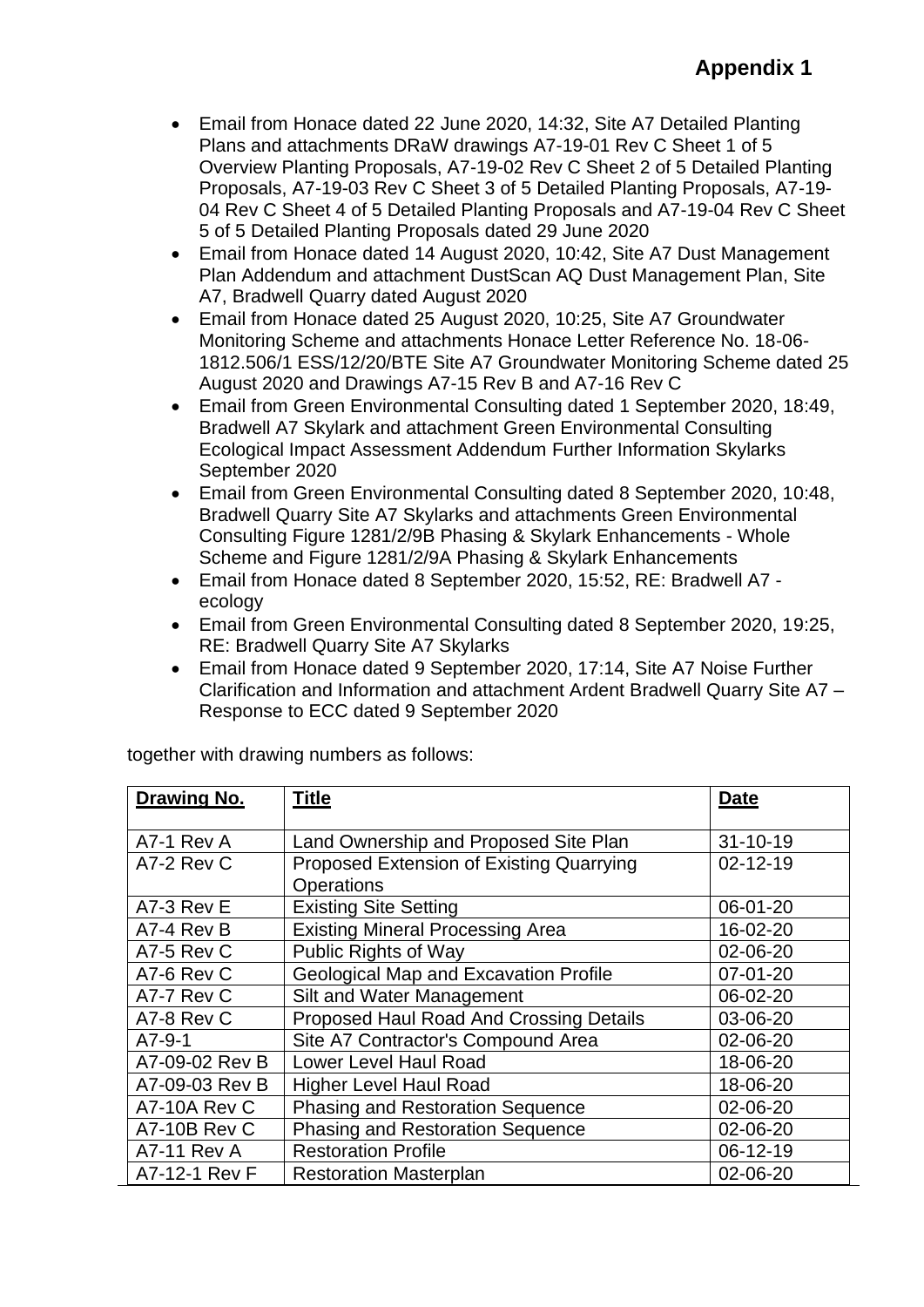# Appendix 1

- Email from Honace dated 22 June 2020, 14:32, Site A7 Detailed Planting Plans and attachments DRaW drawings A7-19-01 Rev C Sheet 1 of 5 Overview Planting Proposals, A7-19-02 Rev C Sheet 2 of 5 Detailed Planting Proposals, A7-19-03 Rev C Sheet 3 of 5 Detailed Planting Proposals, A7-19-04 Rev C Sheet 4 of 5 Detailed Planting Proposals and A7-19-04 Rev C Sheet 5 of 5 Detailed Planting Proposals dated 29 June 2020
- Email from Honace dated 14 August 2020, 10:42, Site A7 Dust Management Plan Addendum and attachment DustScan AQ Dust Management Plan, Site A7, Bradwell Quarry dated August 2020
- Email from Honace dated 25 August 2020, 10:25, Site A7 Groundwater Monitoring Scheme and attachments Honace Letter Reference No. 18-06-1812.506/1 ESS/12/20/BTE Site A7 Groundwater Monitoring Scheme dated 25 August 2020 and Drawings A7-15 Rev B and A7-16 Rev C
- Email from Green Environmental Consulting dated 1 September 2020, 18:49, Bradwell A7 Skylark and attachment Green Environmental Consulting Ecological Impact Assessment Addendum Further Information Skylarks September 2020
- Email from Green Environmental Consulting dated 8 September 2020, 10:48, Bradwell Quarry Site A7 Skylarks and attachments Green Environmental Consulting Figure 1281/2/9B Phasing & Skylark Enhancements - Whole Scheme and Figure 1281/2/9A Phasing & Skylark Enhancements
- Email from Honace dated 8 September 2020, 15:52, RE: Bradwell A7 - ecology
- Email from Green Environmental Consulting dated 8 September 2020, 19:25, RE: Bradwell Quarry Site A7 Skylarks
- Email from Honace dated 9 September 2020, 17:14, Site A7 Noise Further Clarification and Information and attachment Ardent Bradwell Quarry Site A7 – Response to ECC dated 9 September 2020

together with drawing numbers as follows:

| Drawing No. | Title | Date |
|---|---|---|
| A7-1 Rev A | Land Ownership and Proposed Site Plan | 31-10-19 |
| A7-2 Rev C | Proposed Extension of Existing Quarrying Operations | 02-12-19 |
| A7-3 Rev E | Existing Site Setting | 06-01-20 |
| A7-4 Rev B | Existing Mineral Processing Area | 16-02-20 |
| A7-5 Rev C | Public Rights of Way | 02-06-20 |
| A7-6 Rev C | Geological Map and Excavation Profile | 07-01-20 |
| A7-7 Rev C | Silt and Water Management | 06-02-20 |
| A7-8 Rev C | Proposed Haul Road And Crossing Details | 03-06-20 |
| A7-9-1 | Site A7 Contractor's Compound Area | 02-06-20 |
| A7-09-02 Rev B | Lower Level Haul Road | 18-06-20 |
| A7-09-03 Rev B | Higher Level Haul Road | 18-06-20 |
| A7-10A Rev C | Phasing and Restoration Sequence | 02-06-20 |
| A7-10B Rev C | Phasing and Restoration Sequence | 02-06-20 |
| A7-11 Rev A | Restoration Profile | 06-12-19 |
| A7-12-1 Rev F | Restoration Masterplan | 02-06-20 |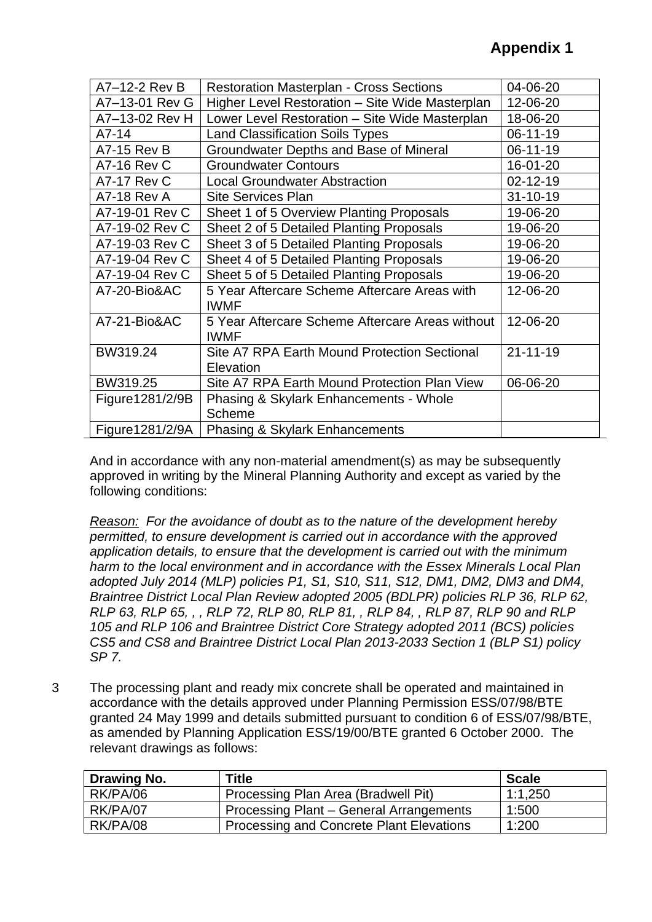# Appendix 1

| A7–12-2 Rev B | Restoration Masterplan - Cross Sections | 04-06-20 |
|---|---|---|
| A7–13-01 Rev G | Higher Level Restoration – Site Wide Masterplan | 12-06-20 |
| A7–13-02 Rev H | Lower Level Restoration – Site Wide Masterplan | 18-06-20 |
| A7-14 | Land Classification Soils Types | 06-11-19 |
| A7-15 Rev B | Groundwater Depths and Base of Mineral | 06-11-19 |
| A7-16 Rev C | Groundwater Contours | 16-01-20 |
| A7-17 Rev C | Local Groundwater Abstraction | 02-12-19 |
| A7-18 Rev A | Site Services Plan | 31-10-19 |
| A7-19-01 Rev C | Sheet 1 of 5 Overview Planting Proposals | 19-06-20 |
| A7-19-02 Rev C | Sheet 2 of 5 Detailed Planting Proposals | 19-06-20 |
| A7-19-03 Rev C | Sheet 3 of 5 Detailed Planting Proposals | 19-06-20 |
| A7-19-04 Rev C | Sheet 4 of 5 Detailed Planting Proposals | 19-06-20 |
| A7-19-04 Rev C | Sheet 5 of 5 Detailed Planting Proposals | 19-06-20 |
| A7-20-Bio&AC | 5 Year Aftercare Scheme Aftercare Areas with IWMF | 12-06-20 |
| A7-21-Bio&AC | 5 Year Aftercare Scheme Aftercare Areas without IWMF | 12-06-20 |
| BW319.24 | Site A7 RPA Earth Mound Protection Sectional Elevation | 21-11-19 |
| BW319.25 | Site A7 RPA Earth Mound Protection Plan View | 06-06-20 |
| Figure1281/2/9B | Phasing & Skylark Enhancements - Whole Scheme | |
| Figure1281/2/9A | Phasing & Skylark Enhancements | |

And in accordance with any non-material amendment(s) as may be subsequently approved in writing by the Mineral Planning Authority and except as varied by the following conditions:

*Reason:* *For the avoidance of doubt as to the nature of the development hereby permitted, to ensure development is carried out in accordance with the approved application details, to ensure that the development is carried out with the minimum harm to the local environment and in accordance with the Essex Minerals Local Plan adopted July 2014 (MLP) policies P1, S1, S10, S11, S12, DM1, DM2, DM3 and DM4, Braintree District Local Plan Review adopted 2005 (BDLPR) policies RLP 36, RLP 62, RLP 63, RLP 65, , , RLP 72, RLP 80, RLP 81, , RLP 84, , RLP 87, RLP 90 and RLP 105 and RLP 106 and Braintree District Core Strategy adopted 2011 (BCS) policies CS5 and CS8 and Braintree District Local Plan 2013-2033 Section 1 (BLP S1) policy SP 7.*

3 The processing plant and ready mix concrete shall be operated and maintained in accordance with the details approved under Planning Permission ESS/07/98/BTE granted 24 May 1999 and details submitted pursuant to condition 6 of ESS/07/98/BTE, as amended by Planning Application ESS/19/00/BTE granted 6 October 2000. The relevant drawings as follows:

| Drawing No. | Title | Scale |
|---|---|---|
| RK/PA/06 | Processing Plan Area (Bradwell Pit) | 1:1,250 |
| RK/PA/07 | Processing Plant – General Arrangements | 1:500 |
| RK/PA/08 | Processing and Concrete Plant Elevations | 1:200 |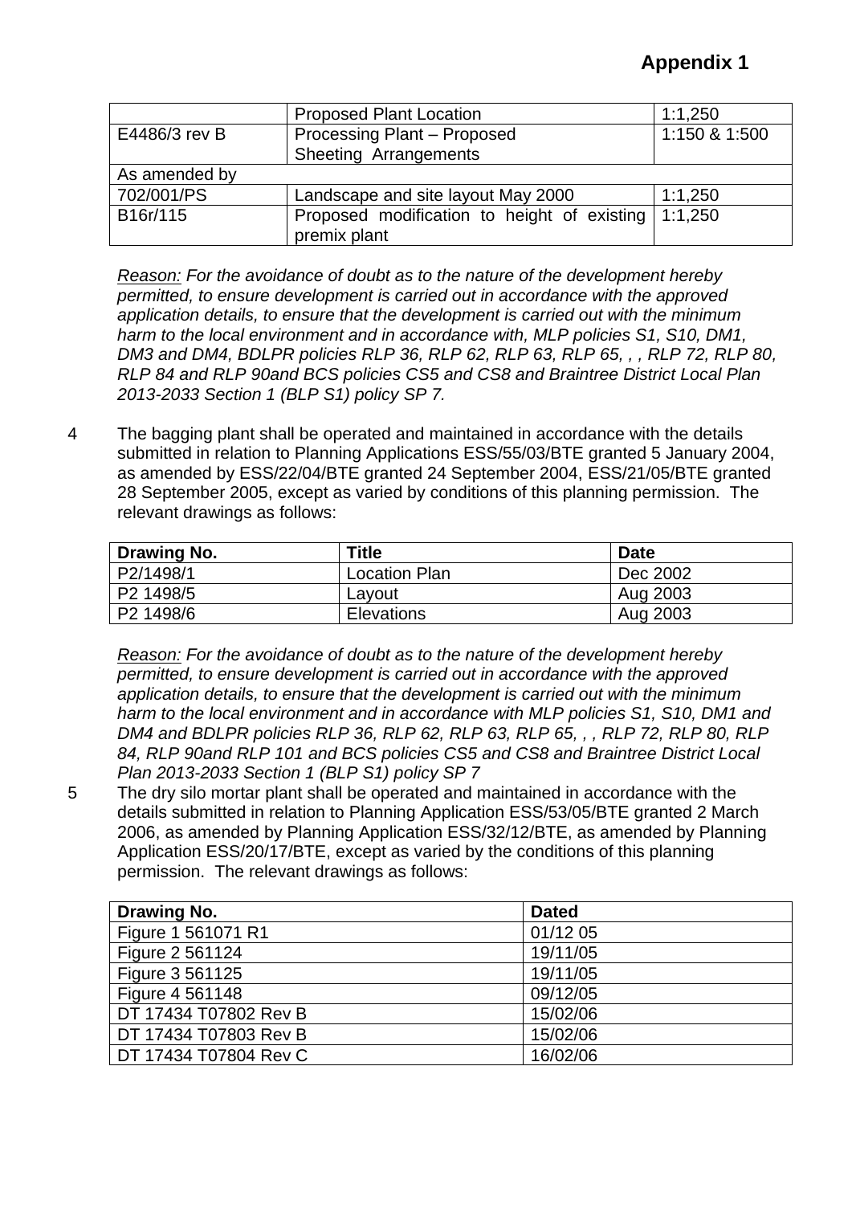**Appendix 1**

| | | |
|---|---|---|
| | Proposed Plant Location | 1:1,250 |
| E4486/3 rev B | Processing Plant – Proposed Sheeting Arrangements | 1:150 & 1:500 |
| As amended by | | |
| 702/001/PS | Landscape and site layout May 2000 | 1:1,250 |
| B16r/115 | Proposed modification to height of existing premix plant | 1:1,250 |

*Reason:* *For the avoidance of doubt as to the nature of the development hereby permitted, to ensure development is carried out in accordance with the approved application details, to ensure that the development is carried out with the minimum harm to the local environment and in accordance with, MLP policies S1, S10, DM1, DM3 and DM4, BDLPR policies RLP 36, RLP 62, RLP 63, RLP 65, , , RLP 72, RLP 80, RLP 84 and RLP 90and BCS policies CS5 and CS8 and Braintree District Local Plan 2013-2033 Section 1 (BLP S1) policy SP 7.*

4 The bagging plant shall be operated and maintained in accordance with the details submitted in relation to Planning Applications ESS/55/03/BTE granted 5 January 2004, as amended by ESS/22/04/BTE granted 24 September 2004, ESS/21/05/BTE granted 28 September 2005, except as varied by conditions of this planning permission. The relevant drawings as follows:

| Drawing No. | Title | Date |
|---|---|---|
| P2/1498/1 | Location Plan | Dec 2002 |
| P2 1498/5 | Layout | Aug 2003 |
| P2 1498/6 | Elevations | Aug 2003 |

*Reason:* *For the avoidance of doubt as to the nature of the development hereby permitted, to ensure development is carried out in accordance with the approved application details, to ensure that the development is carried out with the minimum harm to the local environment and in accordance with MLP policies S1, S10, DM1 and DM4 and BDLPR policies RLP 36, RLP 62, RLP 63, RLP 65, , , RLP 72, RLP 80, RLP 84, RLP 90and RLP 101 and BCS policies CS5 and CS8 and Braintree District Local Plan 2013-2033 Section 1 (BLP S1) policy SP 7*

5 The dry silo mortar plant shall be operated and maintained in accordance with the details submitted in relation to Planning Application ESS/53/05/BTE granted 2 March 2006, as amended by Planning Application ESS/32/12/BTE, as amended by Planning Application ESS/20/17/BTE, except as varied by the conditions of this planning permission. The relevant drawings as follows:

| Drawing No. | Dated |
|---|---|
| Figure 1 561071 R1 | 01/12 05 |
| Figure 2 561124 | 19/11/05 |
| Figure 3 561125 | 19/11/05 |
| Figure 4 561148 | 09/12/05 |
| DT 17434 T07802 Rev B | 15/02/06 |
| DT 17434 T07803 Rev B | 15/02/06 |
| DT 17434 T07804 Rev C | 16/02/06 |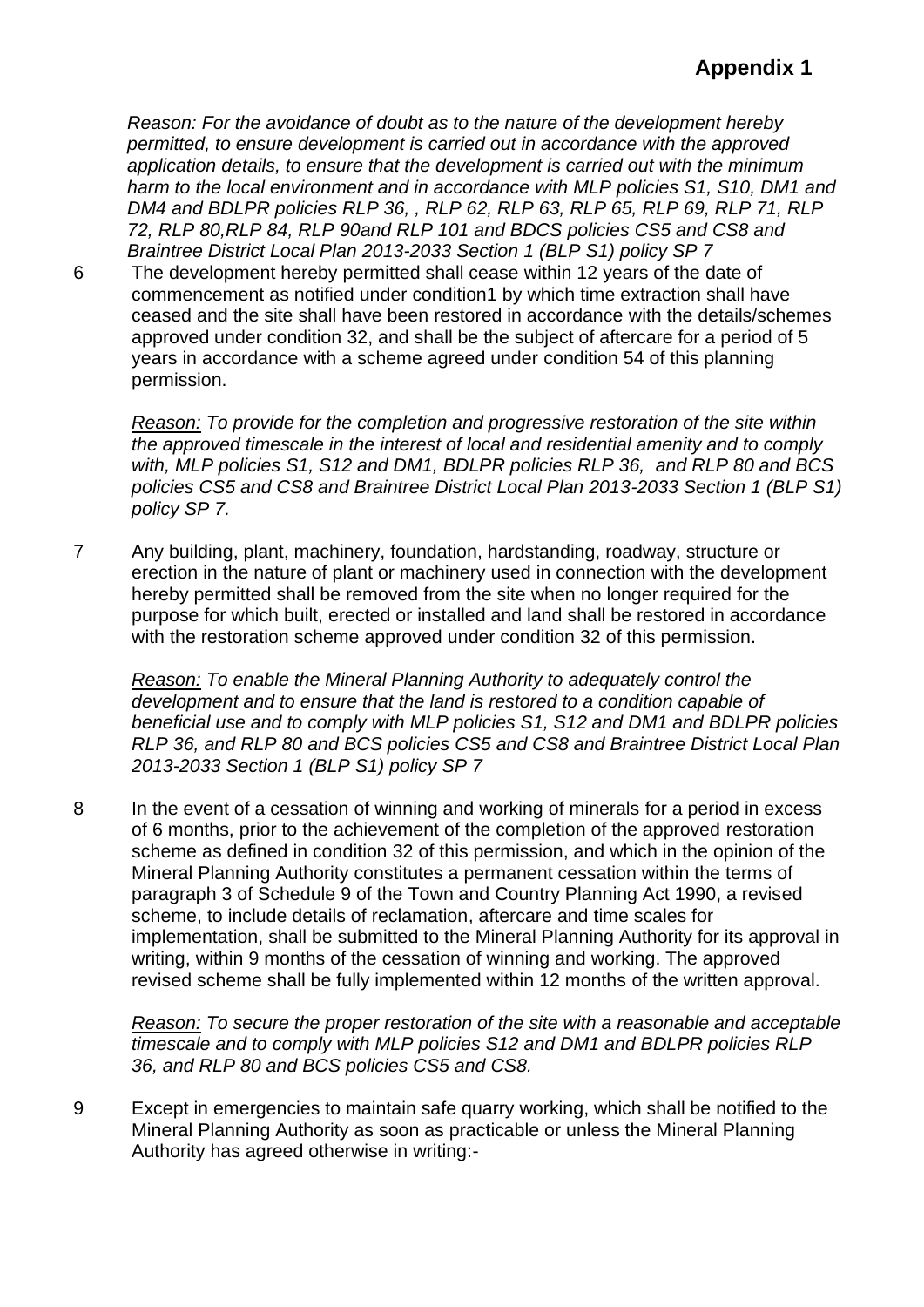**Appendix 1**

*Reason: For the avoidance of doubt as to the nature of the development hereby permitted, to ensure development is carried out in accordance with the approved application details, to ensure that the development is carried out with the minimum harm to the local environment and in accordance with MLP policies S1, S10, DM1 and DM4 and BDLPR policies RLP 36, , RLP 62, RLP 63, RLP 65, RLP 69, RLP 71, RLP 72, RLP 80,RLP 84, RLP 90and RLP 101 and BDCS policies CS5 and CS8 and Braintree District Local Plan 2013-2033 Section 1 (BLP S1) policy SP 7*

6 The development hereby permitted shall cease within 12 years of the date of commencement as notified under condition1 by which time extraction shall have ceased and the site shall have been restored in accordance with the details/schemes approved under condition 32, and shall be the subject of aftercare for a period of 5 years in accordance with a scheme agreed under condition 54 of this planning permission.

*Reason: To provide for the completion and progressive restoration of the site within the approved timescale in the interest of local and residential amenity and to comply with, MLP policies S1, S12 and DM1, BDLPR policies RLP 36, and RLP 80 and BCS policies CS5 and CS8 and Braintree District Local Plan 2013-2033 Section 1 (BLP S1) policy SP 7.*

7 Any building, plant, machinery, foundation, hardstanding, roadway, structure or erection in the nature of plant or machinery used in connection with the development hereby permitted shall be removed from the site when no longer required for the purpose for which built, erected or installed and land shall be restored in accordance with the restoration scheme approved under condition 32 of this permission.

*Reason: To enable the Mineral Planning Authority to adequately control the development and to ensure that the land is restored to a condition capable of beneficial use and to comply with MLP policies S1, S12 and DM1 and BDLPR policies RLP 36, and RLP 80 and BCS policies CS5 and CS8 and Braintree District Local Plan 2013-2033 Section 1 (BLP S1) policy SP 7*

8 In the event of a cessation of winning and working of minerals for a period in excess of 6 months, prior to the achievement of the completion of the approved restoration scheme as defined in condition 32 of this permission, and which in the opinion of the Mineral Planning Authority constitutes a permanent cessation within the terms of paragraph 3 of Schedule 9 of the Town and Country Planning Act 1990, a revised scheme, to include details of reclamation, aftercare and time scales for implementation, shall be submitted to the Mineral Planning Authority for its approval in writing, within 9 months of the cessation of winning and working. The approved revised scheme shall be fully implemented within 12 months of the written approval.

*Reason: To secure the proper restoration of the site with a reasonable and acceptable timescale and to comply with MLP policies S12 and DM1 and BDLPR policies RLP 36, and RLP 80 and BCS policies CS5 and CS8.*

9 Except in emergencies to maintain safe quarry working, which shall be notified to the Mineral Planning Authority as soon as practicable or unless the Mineral Planning Authority has agreed otherwise in writing:-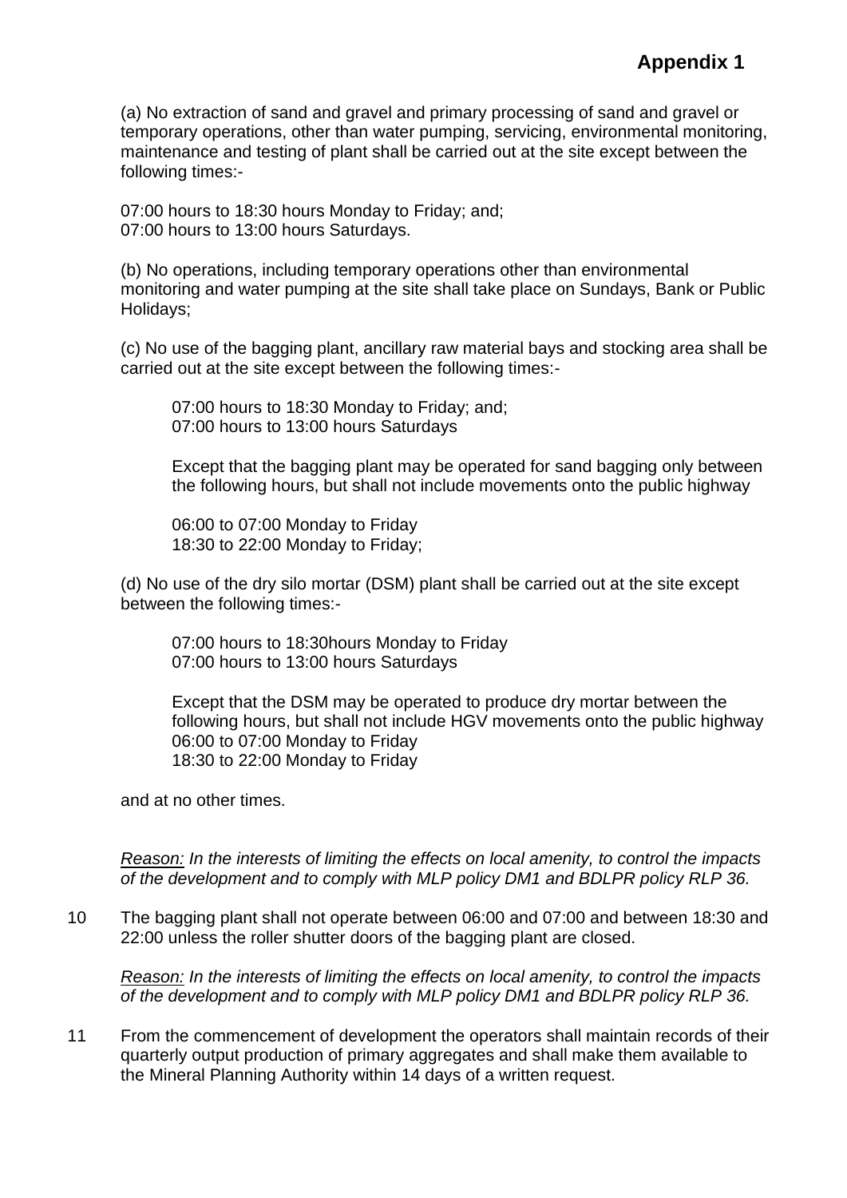**Appendix 1**

(a) No extraction of sand and gravel and primary processing of sand and gravel or temporary operations, other than water pumping, servicing, environmental monitoring, maintenance and testing of plant shall be carried out at the site except between the following times:-

07:00 hours to 18:30 hours Monday to Friday; and;
07:00 hours to 13:00 hours Saturdays.

(b) No operations, including temporary operations other than environmental monitoring and water pumping at the site shall take place on Sundays, Bank or Public Holidays;

(c) No use of the bagging plant, ancillary raw material bays and stocking area shall be carried out at the site except between the following times:-

> 07:00 hours to 18:30 Monday to Friday; and;
> 07:00 hours to 13:00 hours Saturdays
>
> Except that the bagging plant may be operated for sand bagging only between the following hours, but shall not include movements onto the public highway
>
> 06:00 to 07:00 Monday to Friday
> 18:30 to 22:00 Monday to Friday;

(d) No use of the dry silo mortar (DSM) plant shall be carried out at the site except between the following times:-

> 07:00 hours to 18:30hours Monday to Friday
> 07:00 hours to 13:00 hours Saturdays
>
> Except that the DSM may be operated to produce dry mortar between the following hours, but shall not include HGV movements onto the public highway
> 06:00 to 07:00 Monday to Friday
> 18:30 to 22:00 Monday to Friday

and at no other times.

*Reason: In the interests of limiting the effects on local amenity, to control the impacts of the development and to comply with MLP policy DM1 and BDLPR policy RLP 36.*

10 The bagging plant shall not operate between 06:00 and 07:00 and between 18:30 and 22:00 unless the roller shutter doors of the bagging plant are closed.

*Reason: In the interests of limiting the effects on local amenity, to control the impacts of the development and to comply with MLP policy DM1 and BDLPR policy RLP 36.*

11 From the commencement of development the operators shall maintain records of their quarterly output production of primary aggregates and shall make them available to the Mineral Planning Authority within 14 days of a written request.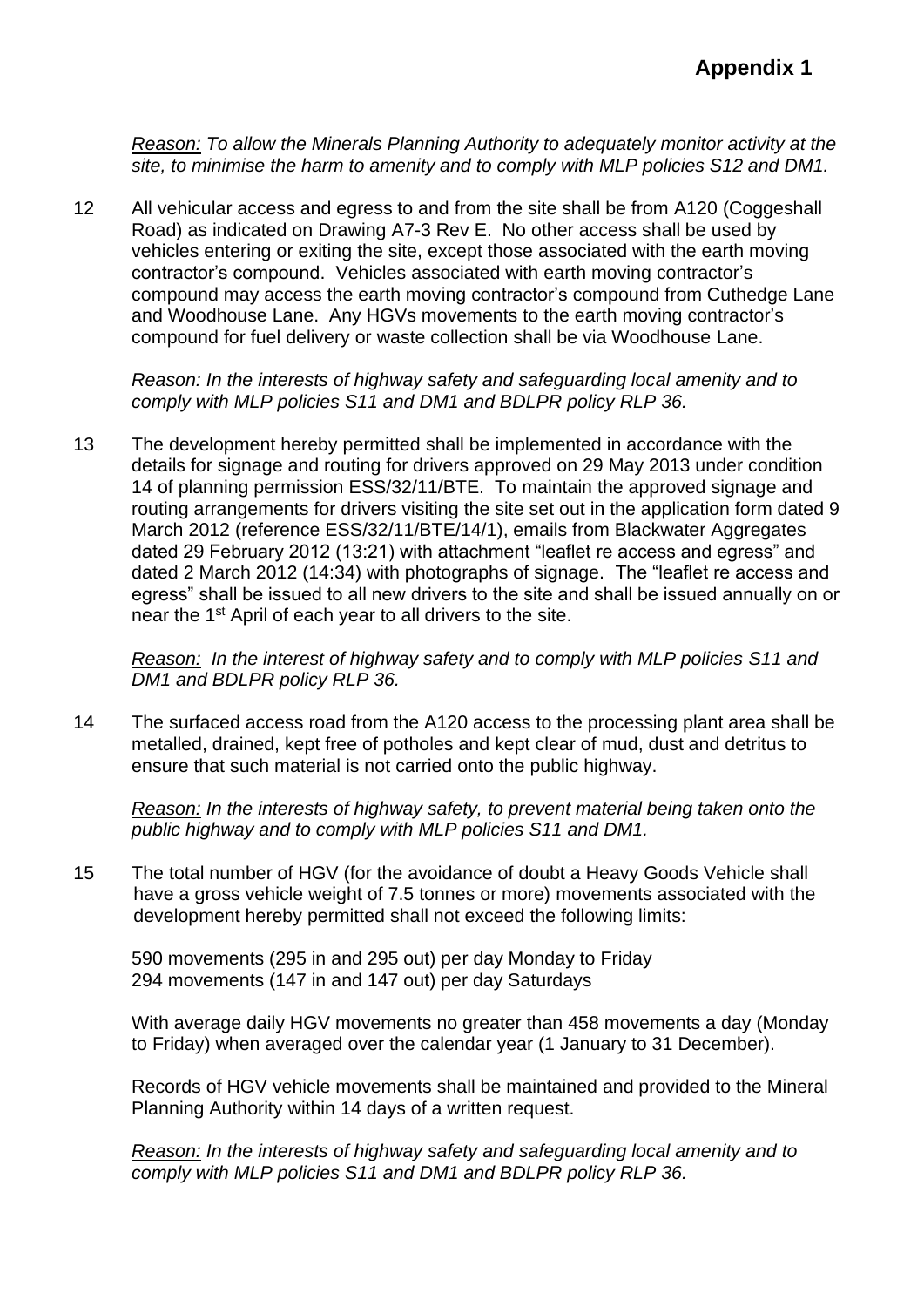**Appendix 1**

*Reason: To allow the Minerals Planning Authority to adequately monitor activity at the site, to minimise the harm to amenity and to comply with MLP policies S12 and DM1.*

12 All vehicular access and egress to and from the site shall be from A120 (Coggeshall Road) as indicated on Drawing A7-3 Rev E. No other access shall be used by vehicles entering or exiting the site, except those associated with the earth moving contractor's compound. Vehicles associated with earth moving contractor's compound may access the earth moving contractor's compound from Cuthedge Lane and Woodhouse Lane. Any HGVs movements to the earth moving contractor's compound for fuel delivery or waste collection shall be via Woodhouse Lane.

*Reason: In the interests of highway safety and safeguarding local amenity and to comply with MLP policies S11 and DM1 and BDLPR policy RLP 36.*

13 The development hereby permitted shall be implemented in accordance with the details for signage and routing for drivers approved on 29 May 2013 under condition 14 of planning permission ESS/32/11/BTE. To maintain the approved signage and routing arrangements for drivers visiting the site set out in the application form dated 9 March 2012 (reference ESS/32/11/BTE/14/1), emails from Blackwater Aggregates dated 29 February 2012 (13:21) with attachment "leaflet re access and egress" and dated 2 March 2012 (14:34) with photographs of signage. The "leaflet re access and egress" shall be issued to all new drivers to the site and shall be issued annually on or near the 1st April of each year to all drivers to the site.

*Reason: In the interest of highway safety and to comply with MLP policies S11 and DM1 and BDLPR policy RLP 36.*

14 The surfaced access road from the A120 access to the processing plant area shall be metalled, drained, kept free of potholes and kept clear of mud, dust and detritus to ensure that such material is not carried onto the public highway.

*Reason: In the interests of highway safety, to prevent material being taken onto the public highway and to comply with MLP policies S11 and DM1.*

15 The total number of HGV (for the avoidance of doubt a Heavy Goods Vehicle shall have a gross vehicle weight of 7.5 tonnes or more) movements associated with the development hereby permitted shall not exceed the following limits:

590 movements (295 in and 295 out) per day Monday to Friday
294 movements (147 in and 147 out) per day Saturdays

With average daily HGV movements no greater than 458 movements a day (Monday to Friday) when averaged over the calendar year (1 January to 31 December).

Records of HGV vehicle movements shall be maintained and provided to the Mineral Planning Authority within 14 days of a written request.

*Reason: In the interests of highway safety and safeguarding local amenity and to comply with MLP policies S11 and DM1 and BDLPR policy RLP 36.*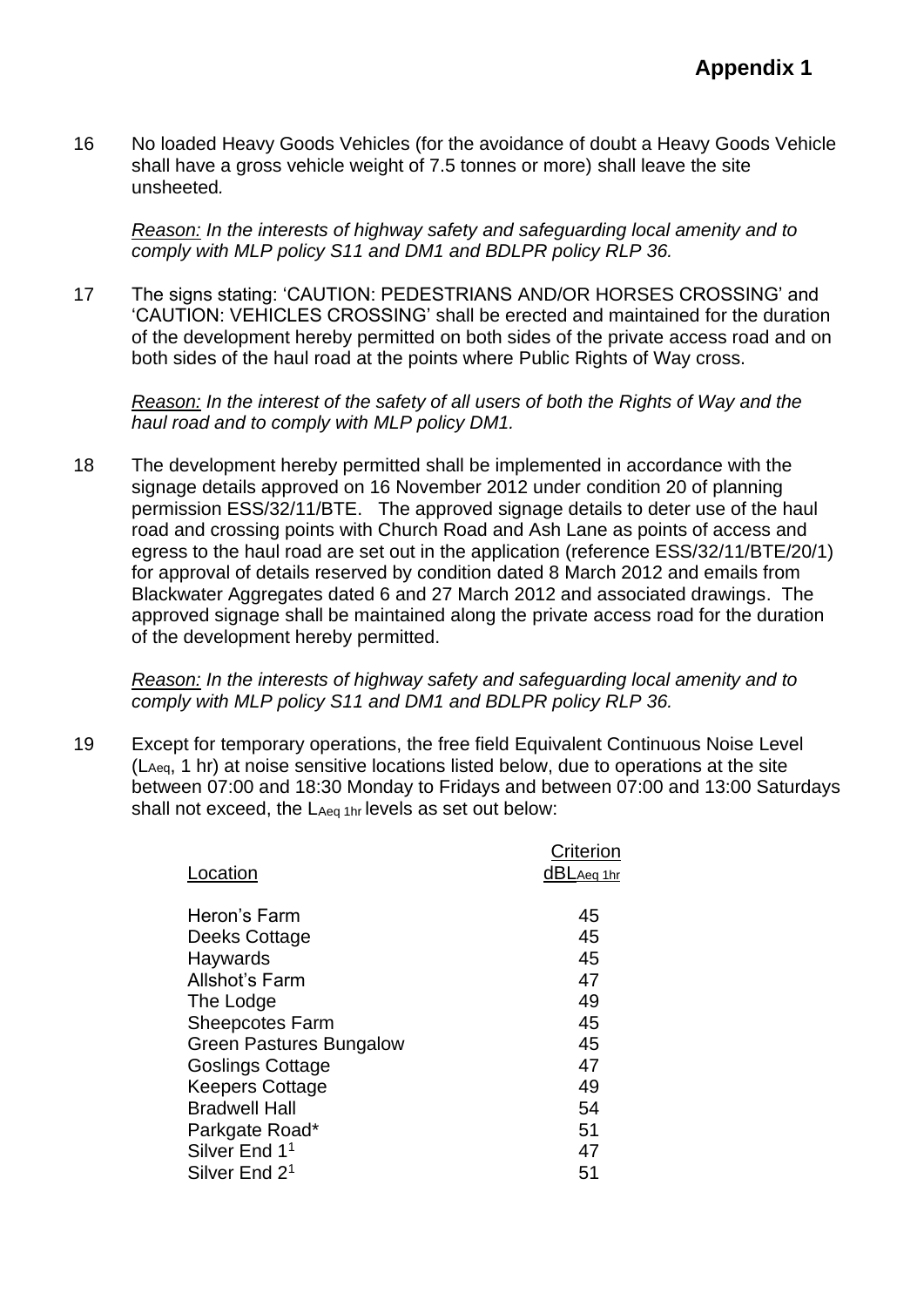**Appendix 1**

16 No loaded Heavy Goods Vehicles (for the avoidance of doubt a Heavy Goods Vehicle shall have a gross vehicle weight of 7.5 tonnes or more) shall leave the site unsheeted.

*Reason: In the interests of highway safety and safeguarding local amenity and to comply with MLP policy S11 and DM1 and BDLPR policy RLP 36.*

17 The signs stating: 'CAUTION: PEDESTRIANS AND/OR HORSES CROSSING' and 'CAUTION: VEHICLES CROSSING' shall be erected and maintained for the duration of the development hereby permitted on both sides of the private access road and on both sides of the haul road at the points where Public Rights of Way cross.

*Reason: In the interest of the safety of all users of both the Rights of Way and the haul road and to comply with MLP policy DM1.*

18 The development hereby permitted shall be implemented in accordance with the signage details approved on 16 November 2012 under condition 20 of planning permission ESS/32/11/BTE. The approved signage details to deter use of the haul road and crossing points with Church Road and Ash Lane as points of access and egress to the haul road are set out in the application (reference ESS/32/11/BTE/20/1) for approval of details reserved by condition dated 8 March 2012 and emails from Blackwater Aggregates dated 6 and 27 March 2012 and associated drawings. The approved signage shall be maintained along the private access road for the duration of the development hereby permitted.

*Reason: In the interests of highway safety and safeguarding local amenity and to comply with MLP policy S11 and DM1 and BDLPR policy RLP 36.*

19 Except for temporary operations, the free field Equivalent Continuous Noise Level ($L_{Aeq}$, 1 hr) at noise sensitive locations listed below, due to operations at the site between 07:00 and 18:30 Monday to Fridays and between 07:00 and 13:00 Saturdays shall not exceed, the $L_{Aeq\ 1hr}$ levels as set out below:

| Location | Criterion dB$L_{Aeq\ 1hr}$ |
|---|---|
| Heron's Farm | 45 |
| Deeks Cottage | 45 |
| Haywards | 45 |
| Allshot's Farm | 47 |
| The Lodge | 49 |
| Sheepcotes Farm | 45 |
| Green Pastures Bungalow | 45 |
| Goslings Cottage | 47 |
| Keepers Cottage | 49 |
| Bradwell Hall | 54 |
| Parkgate Road* | 51 |
| Silver End 1[1] | 47 |
| Silver End 2[1] | 51 |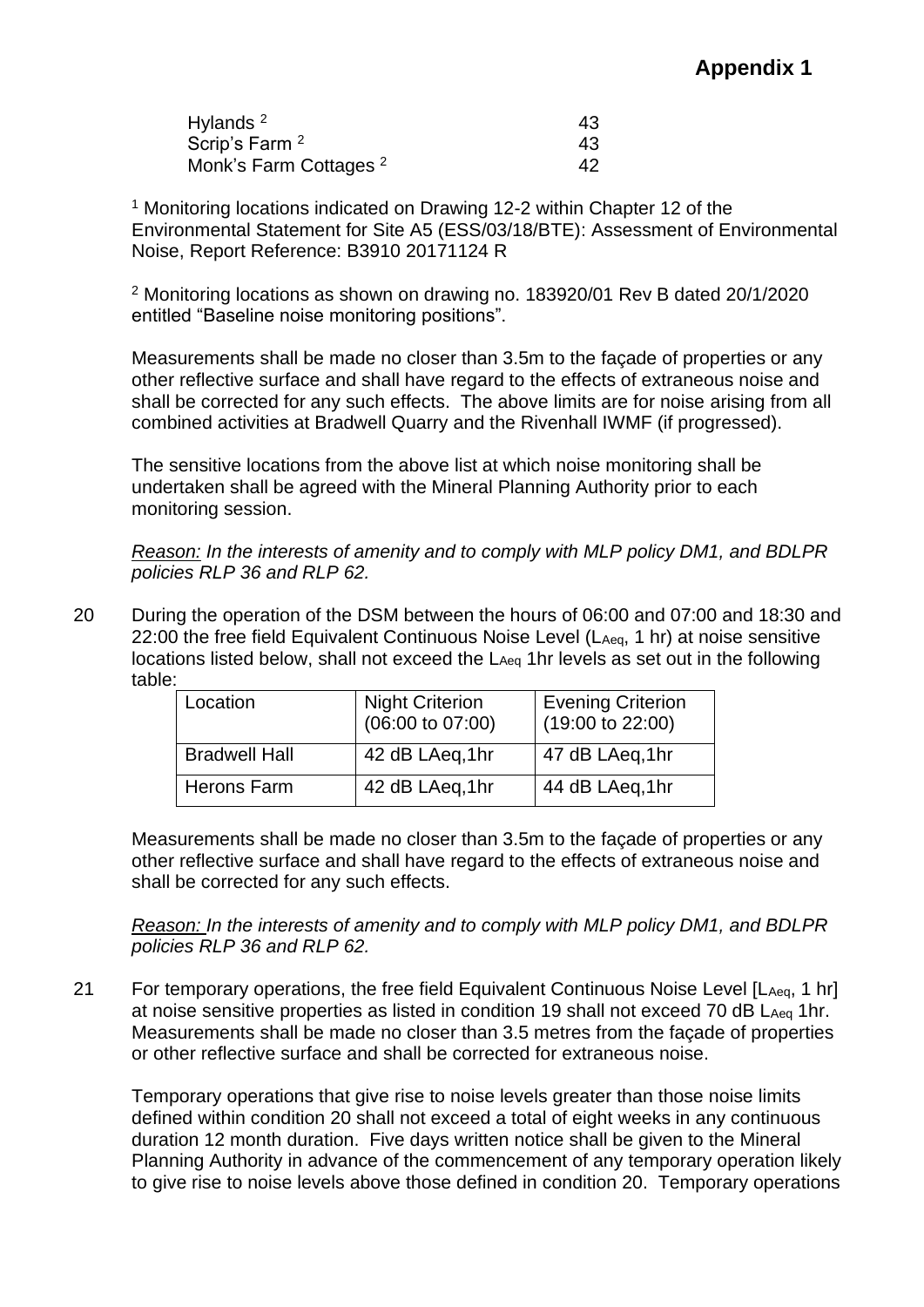# Appendix 1

| | |
|---|---|
| Hylands [2] | 43 |
| Scrip's Farm [2] | 43 |
| Monk's Farm Cottages [2] | 42 |

[1] Monitoring locations indicated on Drawing 12-2 within Chapter 12 of the Environmental Statement for Site A5 (ESS/03/18/BTE): Assessment of Environmental Noise, Report Reference: B3910 20171124 R

[2] Monitoring locations as shown on drawing no. 183920/01 Rev B dated 20/1/2020 entitled "Baseline noise monitoring positions".

Measurements shall be made no closer than 3.5m to the façade of properties or any other reflective surface and shall have regard to the effects of extraneous noise and shall be corrected for any such effects. The above limits are for noise arising from all combined activities at Bradwell Quarry and the Rivenhall IWMF (if progressed).

The sensitive locations from the above list at which noise monitoring shall be undertaken shall be agreed with the Mineral Planning Authority prior to each monitoring session.

*Reason: In the interests of amenity and to comply with MLP policy DM1, and BDLPR policies RLP 36 and RLP 62.*

20 During the operation of the DSM between the hours of 06:00 and 07:00 and 18:30 and 22:00 the free field Equivalent Continuous Noise Level ($L_{Aeq}$, 1 hr) at noise sensitive locations listed below, shall not exceed the $L_{Aeq}$ 1hr levels as set out in the following table:

| Location | Night Criterion (06:00 to 07:00) | Evening Criterion (19:00 to 22:00) |
|---|---|---|
| Bradwell Hall | 42 dB LAeq,1hr | 47 dB LAeq,1hr |
| Herons Farm | 42 dB LAeq,1hr | 44 dB LAeq,1hr |

Measurements shall be made no closer than 3.5m to the façade of properties or any other reflective surface and shall have regard to the effects of extraneous noise and shall be corrected for any such effects.

*Reason: In the interests of amenity and to comply with MLP policy DM1, and BDLPR policies RLP 36 and RLP 62.*

21 For temporary operations, the free field Equivalent Continuous Noise Level [$L_{Aeq}$, 1 hr] at noise sensitive properties as listed in condition 19 shall not exceed 70 dB $L_{Aeq}$ 1hr. Measurements shall be made no closer than 3.5 metres from the façade of properties or other reflective surface and shall be corrected for extraneous noise.

Temporary operations that give rise to noise levels greater than those noise limits defined within condition 20 shall not exceed a total of eight weeks in any continuous duration 12 month duration. Five days written notice shall be given to the Mineral Planning Authority in advance of the commencement of any temporary operation likely to give rise to noise levels above those defined in condition 20. Temporary operations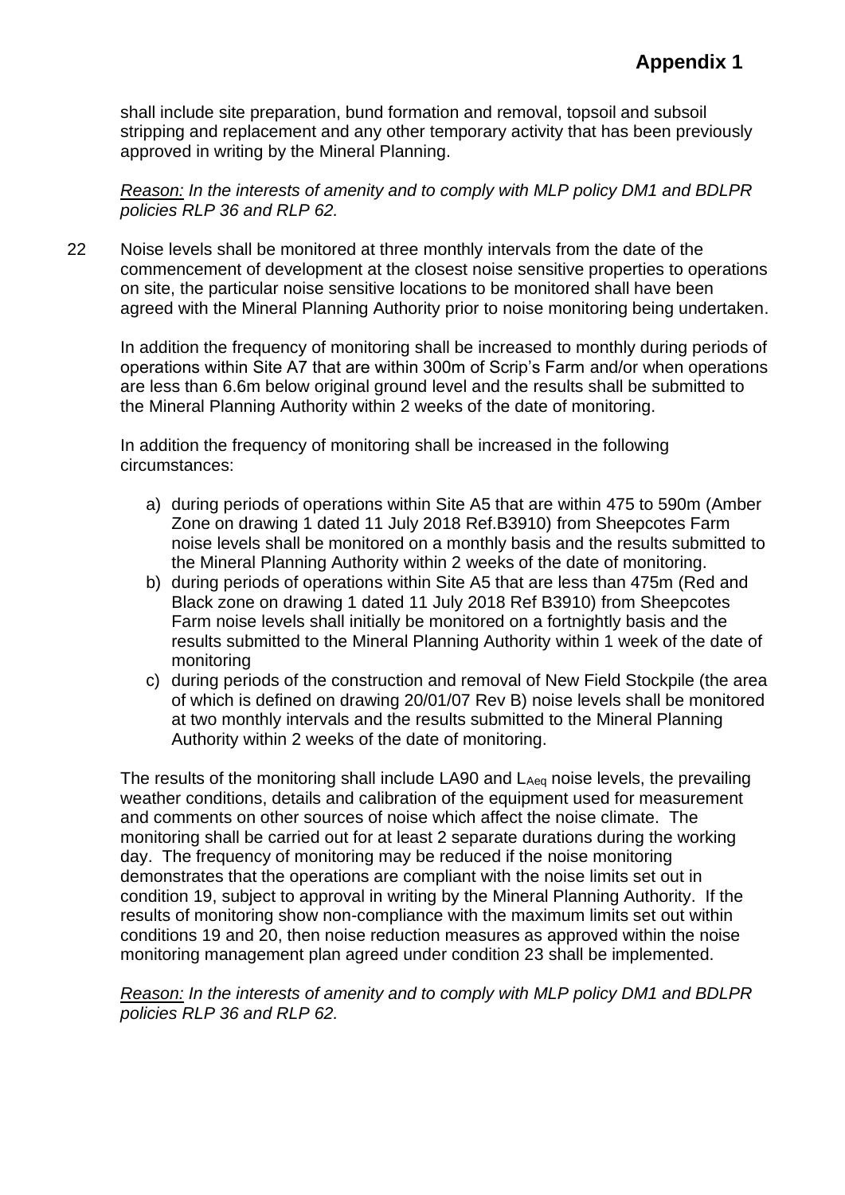shall include site preparation, bund formation and removal, topsoil and subsoil stripping and replacement and any other temporary activity that has been previously approved in writing by the Mineral Planning.

*Reason: In the interests of amenity and to comply with MLP policy DM1 and BDLPR policies RLP 36 and RLP 62.*

22 Noise levels shall be monitored at three monthly intervals from the date of the commencement of development at the closest noise sensitive properties to operations on site, the particular noise sensitive locations to be monitored shall have been agreed with the Mineral Planning Authority prior to noise monitoring being undertaken.

In addition the frequency of monitoring shall be increased to monthly during periods of operations within Site A7 that are within 300m of Scrip's Farm and/or when operations are less than 6.6m below original ground level and the results shall be submitted to the Mineral Planning Authority within 2 weeks of the date of monitoring.

In addition the frequency of monitoring shall be increased in the following circumstances:

a) during periods of operations within Site A5 that are within 475 to 590m (Amber Zone on drawing 1 dated 11 July 2018 Ref.B3910) from Sheepcotes Farm noise levels shall be monitored on a monthly basis and the results submitted to the Mineral Planning Authority within 2 weeks of the date of monitoring.
b) during periods of operations within Site A5 that are less than 475m (Red and Black zone on drawing 1 dated 11 July 2018 Ref B3910) from Sheepcotes Farm noise levels shall initially be monitored on a fortnightly basis and the results submitted to the Mineral Planning Authority within 1 week of the date of monitoring
c) during periods of the construction and removal of New Field Stockpile (the area of which is defined on drawing 20/01/07 Rev B) noise levels shall be monitored at two monthly intervals and the results submitted to the Mineral Planning Authority within 2 weeks of the date of monitoring.

The results of the monitoring shall include LA90 and $L_{Aeq}$ noise levels, the prevailing weather conditions, details and calibration of the equipment used for measurement and comments on other sources of noise which affect the noise climate. The monitoring shall be carried out for at least 2 separate durations during the working day. The frequency of monitoring may be reduced if the noise monitoring demonstrates that the operations are compliant with the noise limits set out in condition 19, subject to approval in writing by the Mineral Planning Authority. If the results of monitoring show non-compliance with the maximum limits set out within conditions 19 and 20, then noise reduction measures as approved within the noise monitoring management plan agreed under condition 23 shall be implemented.

*Reason: In the interests of amenity and to comply with MLP policy DM1 and BDLPR policies RLP 36 and RLP 62.*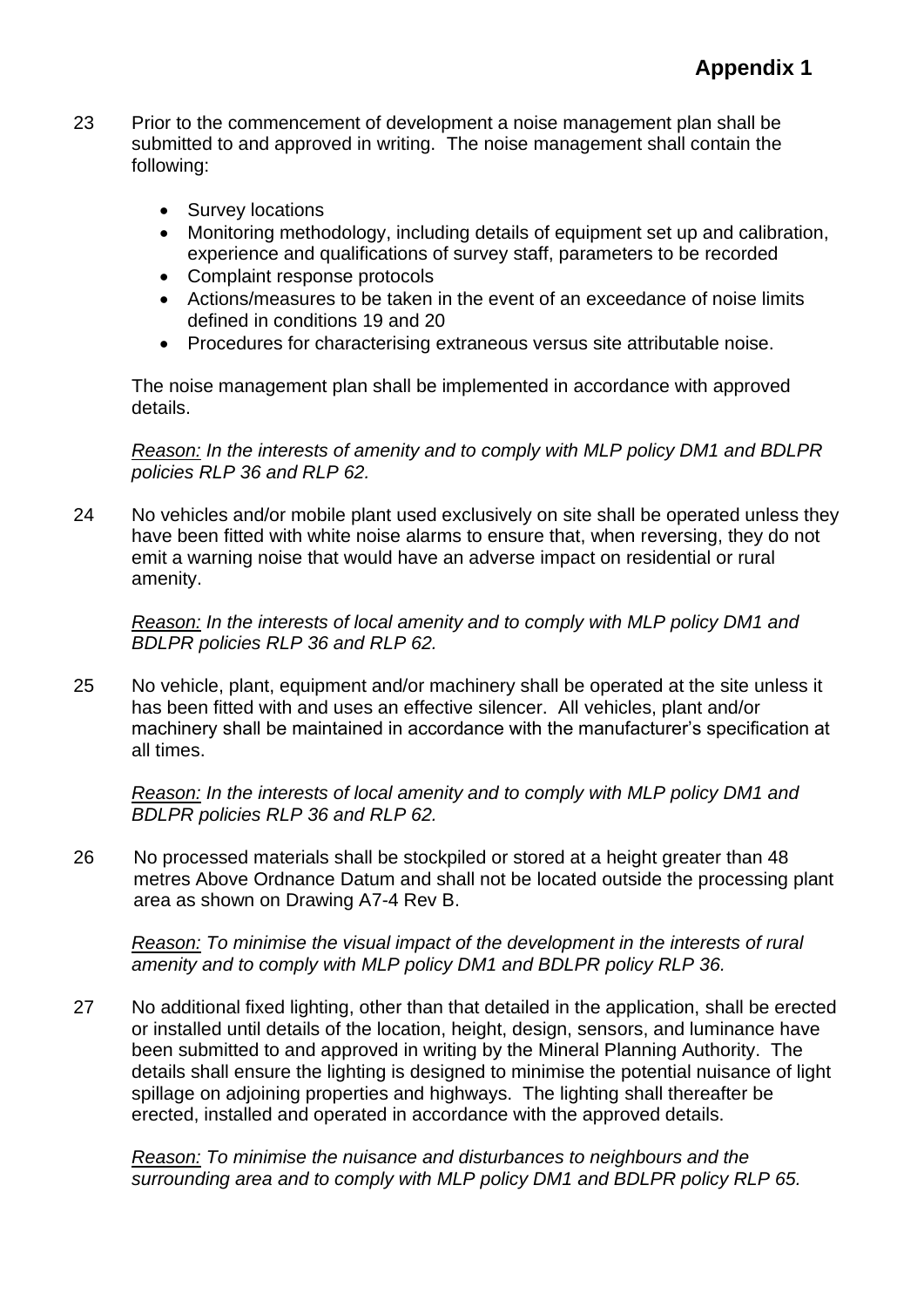**Appendix 1**

23 Prior to the commencement of development a noise management plan shall be submitted to and approved in writing. The noise management shall contain the following:

- Survey locations
- Monitoring methodology, including details of equipment set up and calibration, experience and qualifications of survey staff, parameters to be recorded
- Complaint response protocols
- Actions/measures to be taken in the event of an exceedance of noise limits defined in conditions 19 and 20
- Procedures for characterising extraneous versus site attributable noise.

The noise management plan shall be implemented in accordance with approved details.

*Reason: In the interests of amenity and to comply with MLP policy DM1 and BDLPR policies RLP 36 and RLP 62.*

24 No vehicles and/or mobile plant used exclusively on site shall be operated unless they have been fitted with white noise alarms to ensure that, when reversing, they do not emit a warning noise that would have an adverse impact on residential or rural amenity.

*Reason: In the interests of local amenity and to comply with MLP policy DM1 and BDLPR policies RLP 36 and RLP 62.*

25 No vehicle, plant, equipment and/or machinery shall be operated at the site unless it has been fitted with and uses an effective silencer. All vehicles, plant and/or machinery shall be maintained in accordance with the manufacturer's specification at all times.

*Reason: In the interests of local amenity and to comply with MLP policy DM1 and BDLPR policies RLP 36 and RLP 62.*

26 No processed materials shall be stockpiled or stored at a height greater than 48 metres Above Ordnance Datum and shall not be located outside the processing plant area as shown on Drawing A7-4 Rev B.

*Reason: To minimise the visual impact of the development in the interests of rural amenity and to comply with MLP policy DM1 and BDLPR policy RLP 36.*

27 No additional fixed lighting, other than that detailed in the application, shall be erected or installed until details of the location, height, design, sensors, and luminance have been submitted to and approved in writing by the Mineral Planning Authority. The details shall ensure the lighting is designed to minimise the potential nuisance of light spillage on adjoining properties and highways. The lighting shall thereafter be erected, installed and operated in accordance with the approved details.

*Reason: To minimise the nuisance and disturbances to neighbours and the surrounding area and to comply with MLP policy DM1 and BDLPR policy RLP 65.*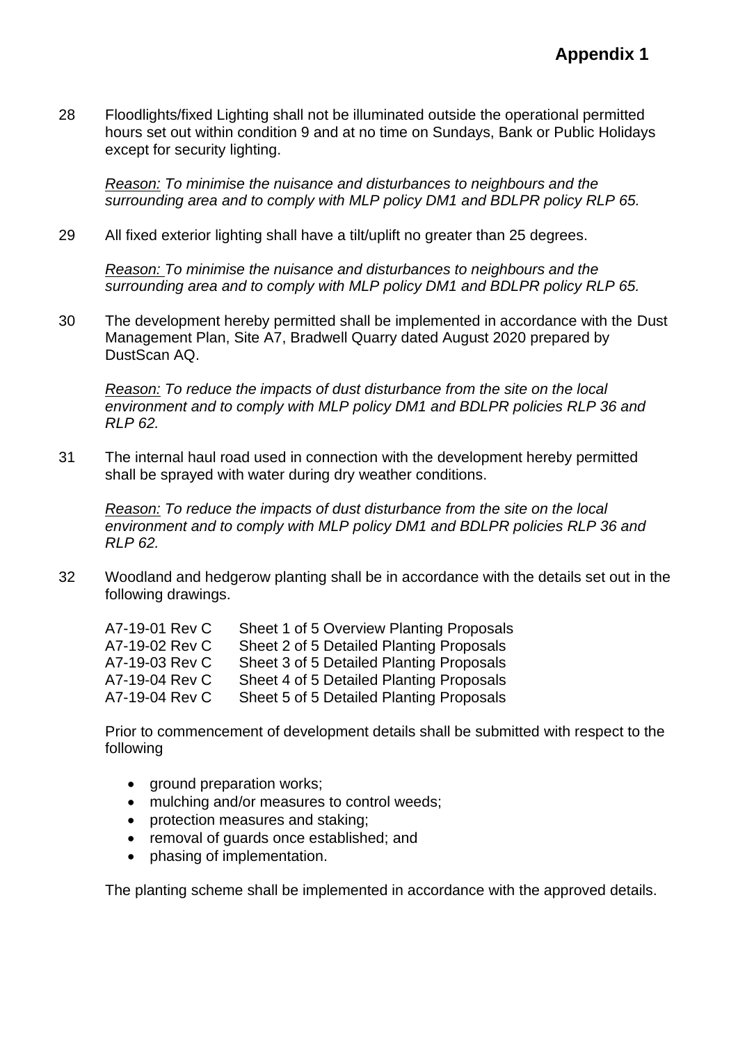**Appendix 1**

28 Floodlights/fixed Lighting shall not be illuminated outside the operational permitted hours set out within condition 9 and at no time on Sundays, Bank or Public Holidays except for security lighting.

*Reason: To minimise the nuisance and disturbances to neighbours and the surrounding area and to comply with MLP policy DM1 and BDLPR policy RLP 65.*

29 All fixed exterior lighting shall have a tilt/uplift no greater than 25 degrees.

*Reason: To minimise the nuisance and disturbances to neighbours and the surrounding area and to comply with MLP policy DM1 and BDLPR policy RLP 65.*

30 The development hereby permitted shall be implemented in accordance with the Dust Management Plan, Site A7, Bradwell Quarry dated August 2020 prepared by DustScan AQ.

*Reason: To reduce the impacts of dust disturbance from the site on the local environment and to comply with MLP policy DM1 and BDLPR policies RLP 36 and RLP 62.*

31 The internal haul road used in connection with the development hereby permitted shall be sprayed with water during dry weather conditions.

*Reason: To reduce the impacts of dust disturbance from the site on the local environment and to comply with MLP policy DM1 and BDLPR policies RLP 36 and RLP 62.*

32 Woodland and hedgerow planting shall be in accordance with the details set out in the following drawings.

A7-19-01 Rev C Sheet 1 of 5 Overview Planting Proposals
A7-19-02 Rev C Sheet 2 of 5 Detailed Planting Proposals
A7-19-03 Rev C Sheet 3 of 5 Detailed Planting Proposals
A7-19-04 Rev C Sheet 4 of 5 Detailed Planting Proposals
A7-19-04 Rev C Sheet 5 of 5 Detailed Planting Proposals

Prior to commencement of development details shall be submitted with respect to the following

- ground preparation works;
- mulching and/or measures to control weeds;
- protection measures and staking;
- removal of guards once established; and
- phasing of implementation.

The planting scheme shall be implemented in accordance with the approved details.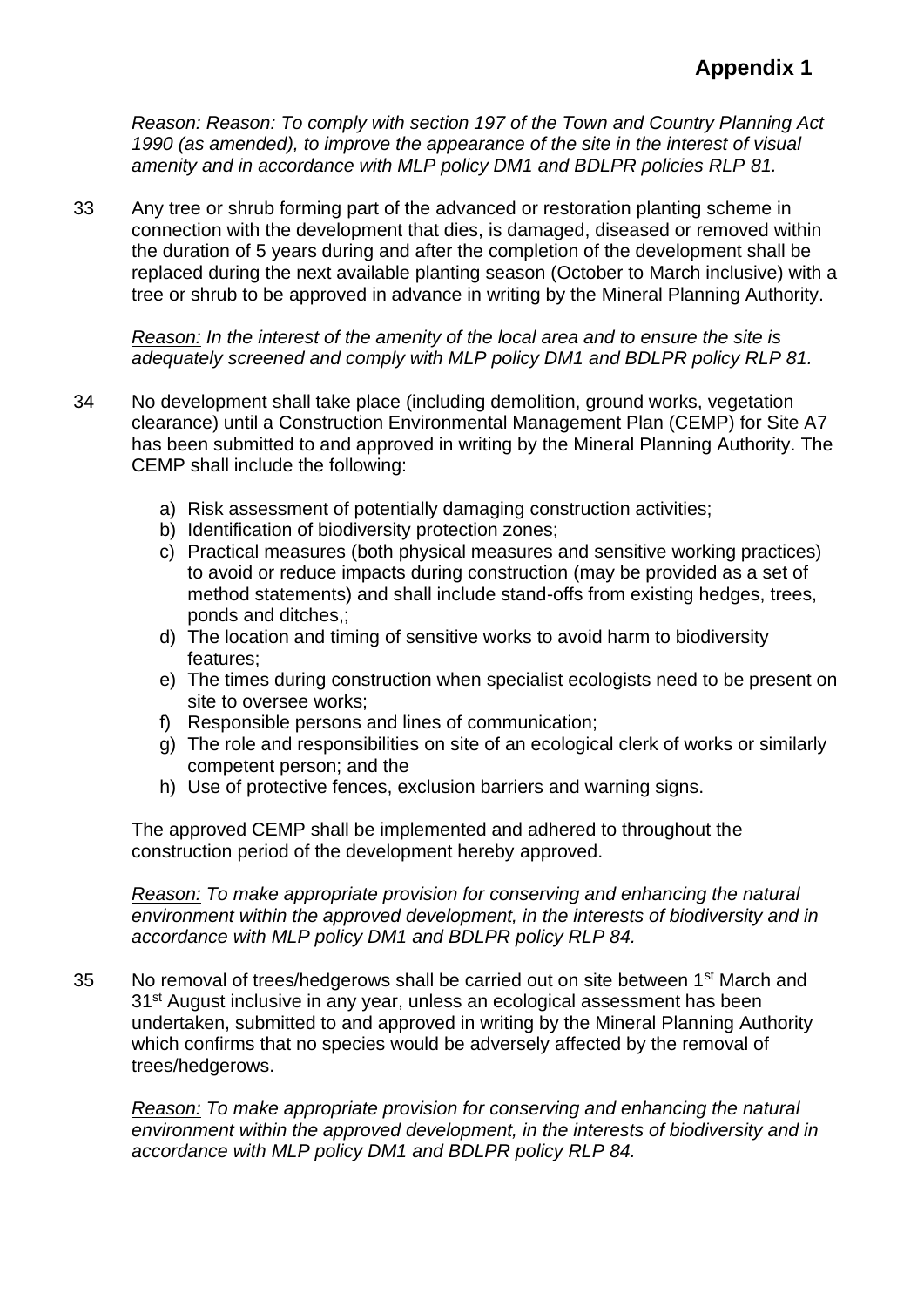*<u>Reason: Reason</u>: To comply with section 197 of the Town and Country Planning Act 1990 (as amended), to improve the appearance of the site in the interest of visual amenity and in accordance with MLP policy DM1 and BDLPR policies RLP 81.*

33 Any tree or shrub forming part of the advanced or restoration planting scheme in connection with the development that dies, is damaged, diseased or removed within the duration of 5 years during and after the completion of the development shall be replaced during the next available planting season (October to March inclusive) with a tree or shrub to be approved in advance in writing by the Mineral Planning Authority.

*<u>Reason:</u> In the interest of the amenity of the local area and to ensure the site is adequately screened and comply with MLP policy DM1 and BDLPR policy RLP 81.*

34 No development shall take place (including demolition, ground works, vegetation clearance) until a Construction Environmental Management Plan (CEMP) for Site A7 has been submitted to and approved in writing by the Mineral Planning Authority. The CEMP shall include the following:

a) Risk assessment of potentially damaging construction activities;
b) Identification of biodiversity protection zones;
c) Practical measures (both physical measures and sensitive working practices) to avoid or reduce impacts during construction (may be provided as a set of method statements) and shall include stand-offs from existing hedges, trees, ponds and ditches,;
d) The location and timing of sensitive works to avoid harm to biodiversity features;
e) The times during construction when specialist ecologists need to be present on site to oversee works;
f) Responsible persons and lines of communication;
g) The role and responsibilities on site of an ecological clerk of works or similarly competent person; and the
h) Use of protective fences, exclusion barriers and warning signs.

The approved CEMP shall be implemented and adhered to throughout the construction period of the development hereby approved.

*<u>Reason:</u> To make appropriate provision for conserving and enhancing the natural environment within the approved development, in the interests of biodiversity and in accordance with MLP policy DM1 and BDLPR policy RLP 84.*

35 No removal of trees/hedgerows shall be carried out on site between 1st March and 31st August inclusive in any year, unless an ecological assessment has been undertaken, submitted to and approved in writing by the Mineral Planning Authority which confirms that no species would be adversely affected by the removal of trees/hedgerows.

*<u>Reason:</u> To make appropriate provision for conserving and enhancing the natural environment within the approved development, in the interests of biodiversity and in accordance with MLP policy DM1 and BDLPR policy RLP 84.*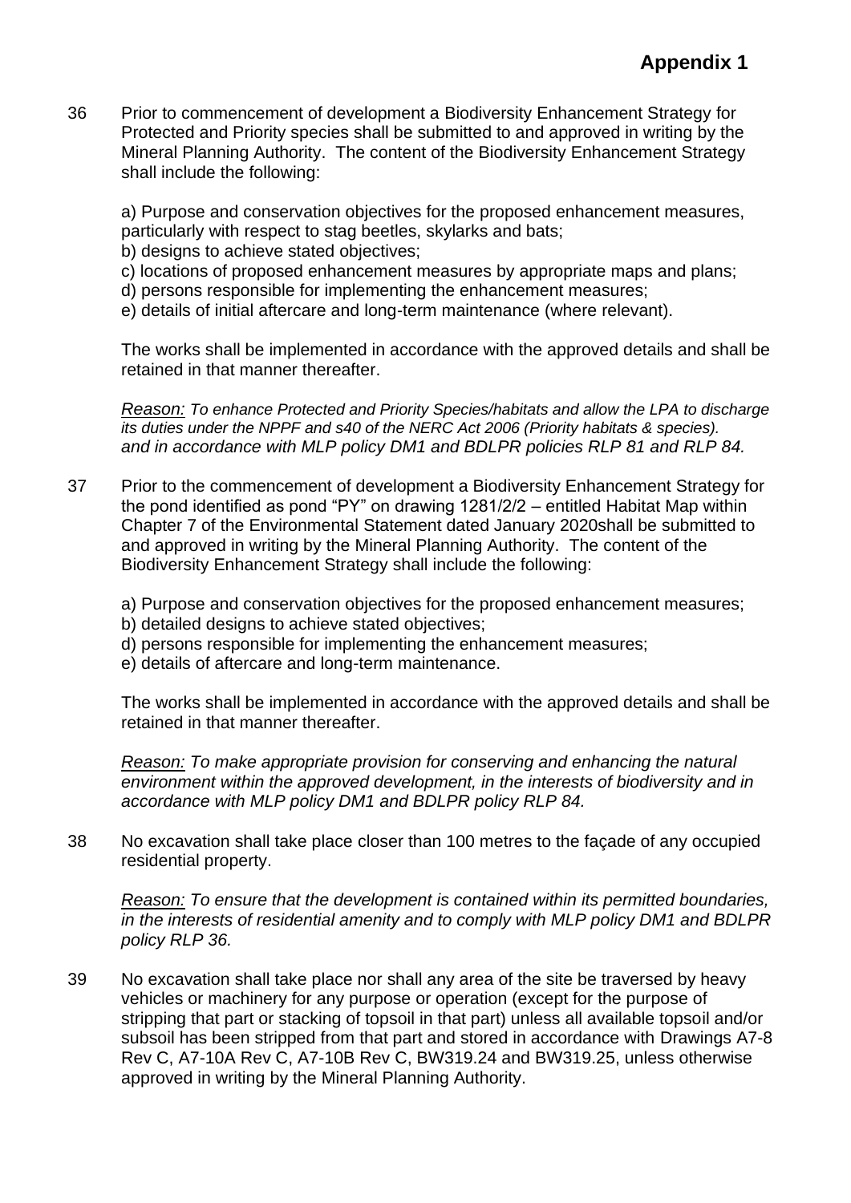# Appendix 1

36 Prior to commencement of development a Biodiversity Enhancement Strategy for Protected and Priority species shall be submitted to and approved in writing by the Mineral Planning Authority. The content of the Biodiversity Enhancement Strategy shall include the following:

a) Purpose and conservation objectives for the proposed enhancement measures, particularly with respect to stag beetles, skylarks and bats;
b) designs to achieve stated objectives;
c) locations of proposed enhancement measures by appropriate maps and plans;
d) persons responsible for implementing the enhancement measures;
e) details of initial aftercare and long-term maintenance (where relevant).

The works shall be implemented in accordance with the approved details and shall be retained in that manner thereafter.

*Reason: To enhance Protected and Priority Species/habitats and allow the LPA to discharge its duties under the NPPF and s40 of the NERC Act 2006 (Priority habitats & species). and in accordance with MLP policy DM1 and BDLPR policies RLP 81 and RLP 84.*

37 Prior to the commencement of development a Biodiversity Enhancement Strategy for the pond identified as pond "PY" on drawing 1281/2/2 – entitled Habitat Map within Chapter 7 of the Environmental Statement dated January 2020shall be submitted to and approved in writing by the Mineral Planning Authority. The content of the Biodiversity Enhancement Strategy shall include the following:

a) Purpose and conservation objectives for the proposed enhancement measures;
b) detailed designs to achieve stated objectives;
d) persons responsible for implementing the enhancement measures;
e) details of aftercare and long-term maintenance.

The works shall be implemented in accordance with the approved details and shall be retained in that manner thereafter.

*Reason: To make appropriate provision for conserving and enhancing the natural environment within the approved development, in the interests of biodiversity and in accordance with MLP policy DM1 and BDLPR policy RLP 84.*

38 No excavation shall take place closer than 100 metres to the façade of any occupied residential property.

*Reason: To ensure that the development is contained within its permitted boundaries, in the interests of residential amenity and to comply with MLP policy DM1 and BDLPR policy RLP 36.*

39 No excavation shall take place nor shall any area of the site be traversed by heavy vehicles or machinery for any purpose or operation (except for the purpose of stripping that part or stacking of topsoil in that part) unless all available topsoil and/or subsoil has been stripped from that part and stored in accordance with Drawings A7-8 Rev C, A7-10A Rev C, A7-10B Rev C, BW319.24 and BW319.25, unless otherwise approved in writing by the Mineral Planning Authority.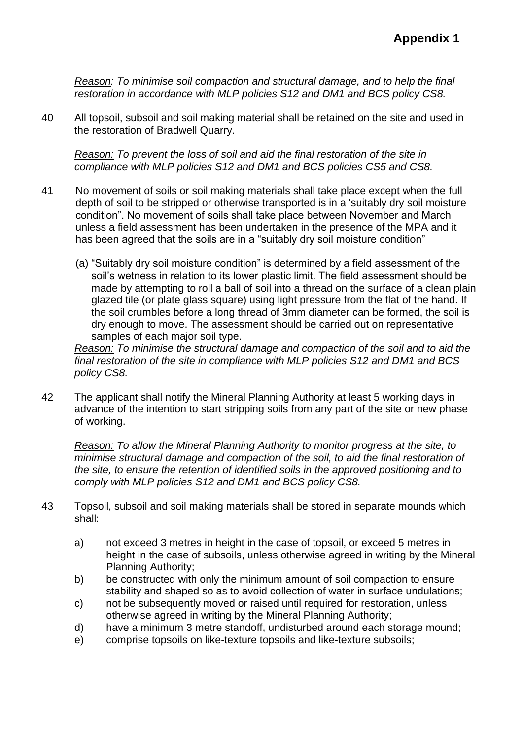**Appendix 1**

*Reason: To minimise soil compaction and structural damage, and to help the final restoration in accordance with MLP policies S12 and DM1 and BCS policy CS8.*

40 All topsoil, subsoil and soil making material shall be retained on the site and used in the restoration of Bradwell Quarry.

*Reason: To prevent the loss of soil and aid the final restoration of the site in compliance with MLP policies S12 and DM1 and BCS policies CS5 and CS8.*

41 No movement of soils or soil making materials shall take place except when the full depth of soil to be stripped or otherwise transported is in a 'suitably dry soil moisture condition". No movement of soils shall take place between November and March unless a field assessment has been undertaken in the presence of the MPA and it has been agreed that the soils are in a "suitably dry soil moisture condition"

(a) "Suitably dry soil moisture condition" is determined by a field assessment of the soil's wetness in relation to its lower plastic limit. The field assessment should be made by attempting to roll a ball of soil into a thread on the surface of a clean plain glazed tile (or plate glass square) using light pressure from the flat of the hand. If the soil crumbles before a long thread of 3mm diameter can be formed, the soil is dry enough to move. The assessment should be carried out on representative samples of each major soil type.

*Reason: To minimise the structural damage and compaction of the soil and to aid the final restoration of the site in compliance with MLP policies S12 and DM1 and BCS policy CS8.*

42 The applicant shall notify the Mineral Planning Authority at least 5 working days in advance of the intention to start stripping soils from any part of the site or new phase of working.

*Reason: To allow the Mineral Planning Authority to monitor progress at the site, to minimise structural damage and compaction of the soil, to aid the final restoration of the site, to ensure the retention of identified soils in the approved positioning and to comply with MLP policies S12 and DM1 and BCS policy CS8.*

43 Topsoil, subsoil and soil making materials shall be stored in separate mounds which shall:

a) not exceed 3 metres in height in the case of topsoil, or exceed 5 metres in height in the case of subsoils, unless otherwise agreed in writing by the Mineral Planning Authority;
b) be constructed with only the minimum amount of soil compaction to ensure stability and shaped so as to avoid collection of water in surface undulations;
c) not be subsequently moved or raised until required for restoration, unless otherwise agreed in writing by the Mineral Planning Authority;
d) have a minimum 3 metre standoff, undisturbed around each storage mound;
e) comprise topsoils on like-texture topsoils and like-texture subsoils;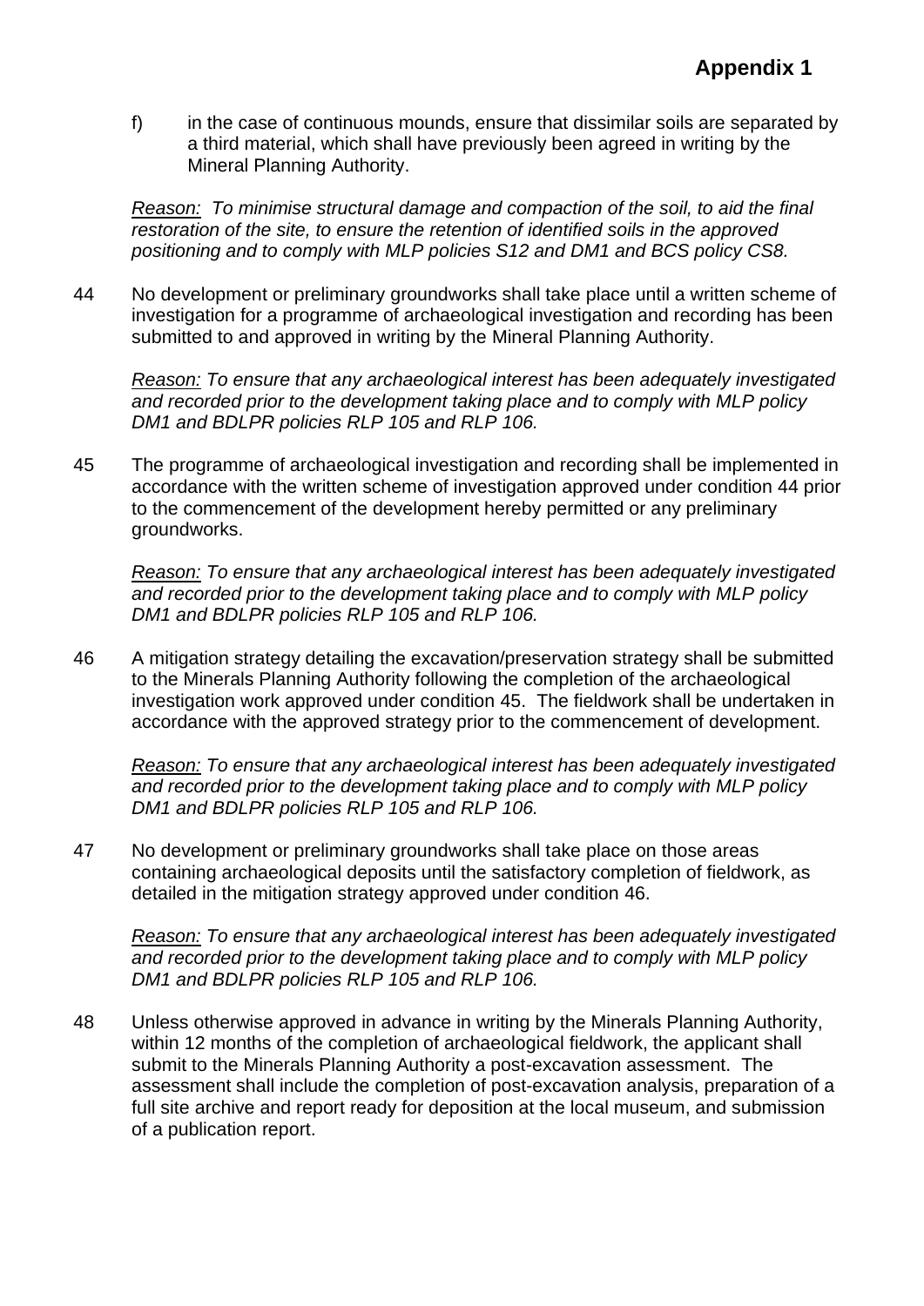f) in the case of continuous mounds, ensure that dissimilar soils are separated by a third material, which shall have previously been agreed in writing by the Mineral Planning Authority.

*Reason: To minimise structural damage and compaction of the soil, to aid the final restoration of the site, to ensure the retention of identified soils in the approved positioning and to comply with MLP policies S12 and DM1 and BCS policy CS8.*

44 No development or preliminary groundworks shall take place until a written scheme of investigation for a programme of archaeological investigation and recording has been submitted to and approved in writing by the Mineral Planning Authority.

*Reason: To ensure that any archaeological interest has been adequately investigated and recorded prior to the development taking place and to comply with MLP policy DM1 and BDLPR policies RLP 105 and RLP 106.*

45 The programme of archaeological investigation and recording shall be implemented in accordance with the written scheme of investigation approved under condition 44 prior to the commencement of the development hereby permitted or any preliminary groundworks.

*Reason: To ensure that any archaeological interest has been adequately investigated and recorded prior to the development taking place and to comply with MLP policy DM1 and BDLPR policies RLP 105 and RLP 106.*

46 A mitigation strategy detailing the excavation/preservation strategy shall be submitted to the Minerals Planning Authority following the completion of the archaeological investigation work approved under condition 45. The fieldwork shall be undertaken in accordance with the approved strategy prior to the commencement of development.

*Reason: To ensure that any archaeological interest has been adequately investigated and recorded prior to the development taking place and to comply with MLP policy DM1 and BDLPR policies RLP 105 and RLP 106.*

47 No development or preliminary groundworks shall take place on those areas containing archaeological deposits until the satisfactory completion of fieldwork, as detailed in the mitigation strategy approved under condition 46.

*Reason: To ensure that any archaeological interest has been adequately investigated and recorded prior to the development taking place and to comply with MLP policy DM1 and BDLPR policies RLP 105 and RLP 106.*

48 Unless otherwise approved in advance in writing by the Minerals Planning Authority, within 12 months of the completion of archaeological fieldwork, the applicant shall submit to the Minerals Planning Authority a post-excavation assessment. The assessment shall include the completion of post-excavation analysis, preparation of a full site archive and report ready for deposition at the local museum, and submission of a publication report.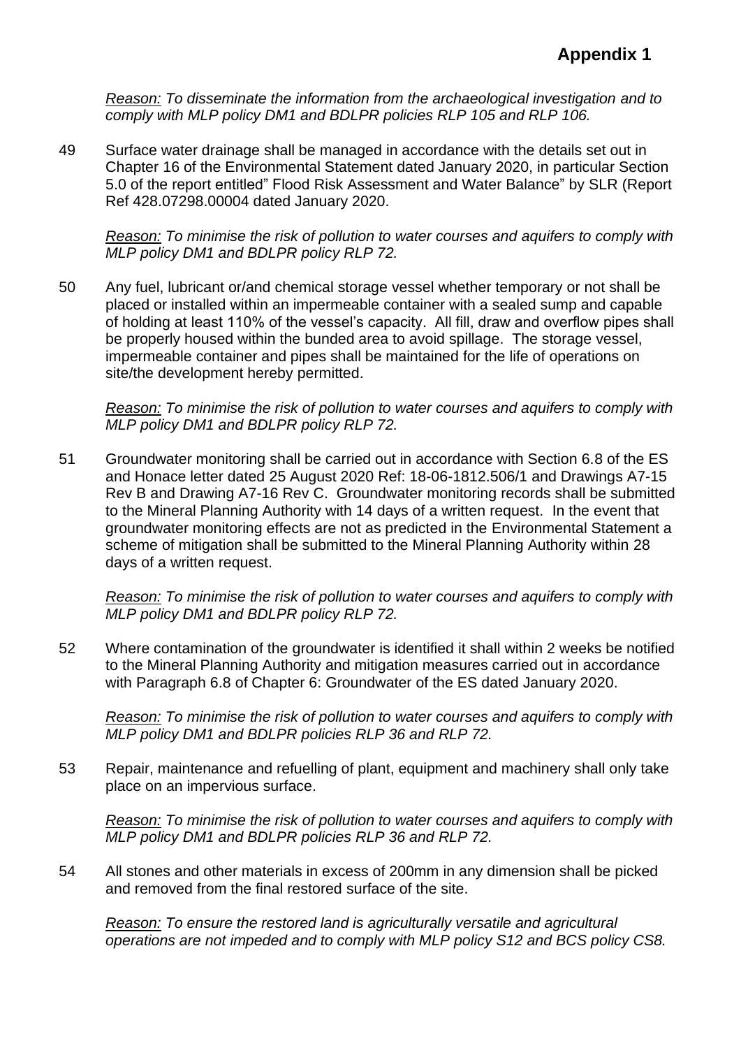# Appendix 1

*Reason: To disseminate the information from the archaeological investigation and to comply with MLP policy DM1 and BDLPR policies RLP 105 and RLP 106.*

49 Surface water drainage shall be managed in accordance with the details set out in Chapter 16 of the Environmental Statement dated January 2020, in particular Section 5.0 of the report entitled" Flood Risk Assessment and Water Balance" by SLR (Report Ref 428.07298.00004 dated January 2020.

*Reason: To minimise the risk of pollution to water courses and aquifers to comply with MLP policy DM1 and BDLPR policy RLP 72.*

50 Any fuel, lubricant or/and chemical storage vessel whether temporary or not shall be placed or installed within an impermeable container with a sealed sump and capable of holding at least 110% of the vessel's capacity. All fill, draw and overflow pipes shall be properly housed within the bunded area to avoid spillage. The storage vessel, impermeable container and pipes shall be maintained for the life of operations on site/the development hereby permitted.

*Reason: To minimise the risk of pollution to water courses and aquifers to comply with MLP policy DM1 and BDLPR policy RLP 72.*

51 Groundwater monitoring shall be carried out in accordance with Section 6.8 of the ES and Honace letter dated 25 August 2020 Ref: 18-06-1812.506/1 and Drawings A7-15 Rev B and Drawing A7-16 Rev C. Groundwater monitoring records shall be submitted to the Mineral Planning Authority with 14 days of a written request. In the event that groundwater monitoring effects are not as predicted in the Environmental Statement a scheme of mitigation shall be submitted to the Mineral Planning Authority within 28 days of a written request.

*Reason: To minimise the risk of pollution to water courses and aquifers to comply with MLP policy DM1 and BDLPR policy RLP 72.*

52 Where contamination of the groundwater is identified it shall within 2 weeks be notified to the Mineral Planning Authority and mitigation measures carried out in accordance with Paragraph 6.8 of Chapter 6: Groundwater of the ES dated January 2020.

*Reason: To minimise the risk of pollution to water courses and aquifers to comply with MLP policy DM1 and BDLPR policies RLP 36 and RLP 72.*

53 Repair, maintenance and refuelling of plant, equipment and machinery shall only take place on an impervious surface.

*Reason: To minimise the risk of pollution to water courses and aquifers to comply with MLP policy DM1 and BDLPR policies RLP 36 and RLP 72.*

54 All stones and other materials in excess of 200mm in any dimension shall be picked and removed from the final restored surface of the site.

*Reason: To ensure the restored land is agriculturally versatile and agricultural operations are not impeded and to comply with MLP policy S12 and BCS policy CS8.*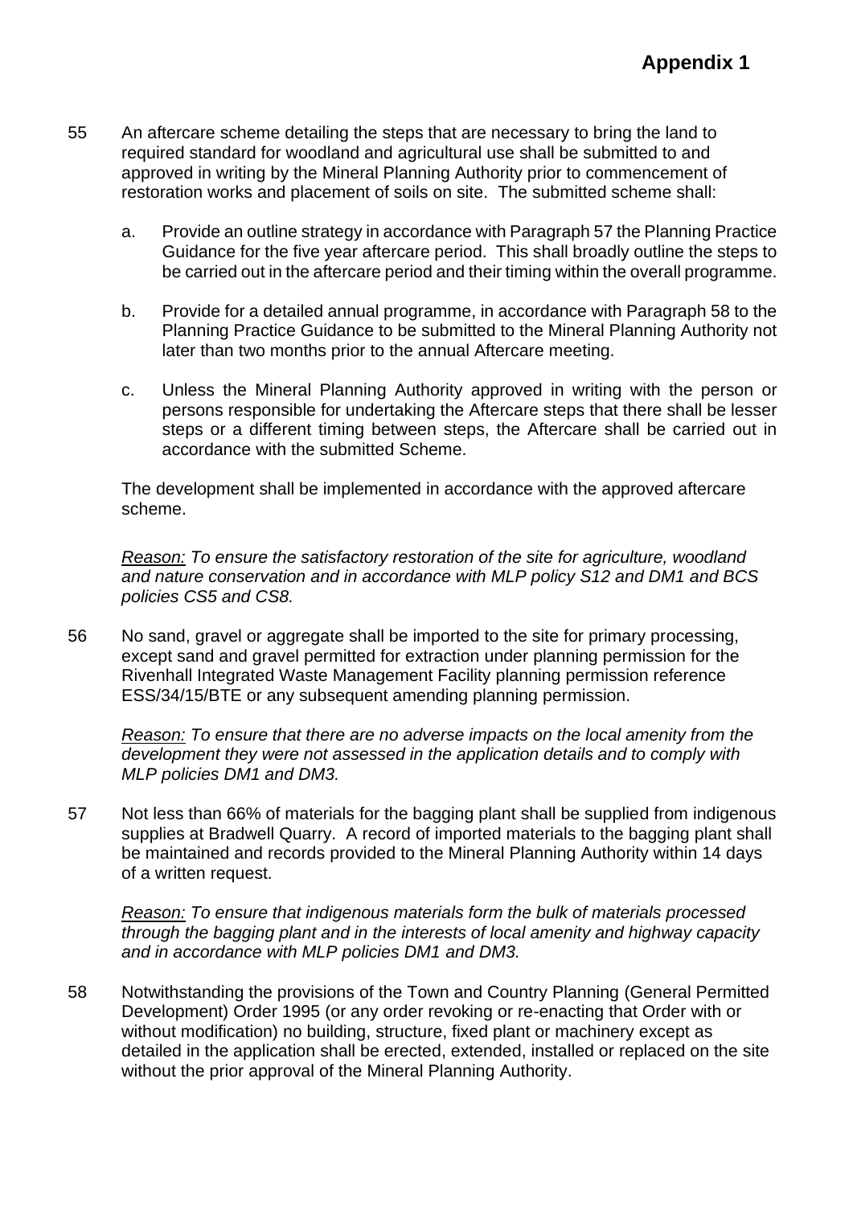**Appendix 1**

55 An aftercare scheme detailing the steps that are necessary to bring the land to required standard for woodland and agricultural use shall be submitted to and approved in writing by the Mineral Planning Authority prior to commencement of restoration works and placement of soils on site. The submitted scheme shall:

   a. Provide an outline strategy in accordance with Paragraph 57 the Planning Practice Guidance for the five year aftercare period. This shall broadly outline the steps to be carried out in the aftercare period and their timing within the overall programme.

   b. Provide for a detailed annual programme, in accordance with Paragraph 58 to the Planning Practice Guidance to be submitted to the Mineral Planning Authority not later than two months prior to the annual Aftercare meeting.

   c. Unless the Mineral Planning Authority approved in writing with the person or persons responsible for undertaking the Aftercare steps that there shall be lesser steps or a different timing between steps, the Aftercare shall be carried out in accordance with the submitted Scheme.

   The development shall be implemented in accordance with the approved aftercare scheme.

   *Reason:* *To ensure the satisfactory restoration of the site for agriculture, woodland and nature conservation and in accordance with MLP policy S12 and DM1 and BCS policies CS5 and CS8.*

56 No sand, gravel or aggregate shall be imported to the site for primary processing, except sand and gravel permitted for extraction under planning permission for the Rivenhall Integrated Waste Management Facility planning permission reference ESS/34/15/BTE or any subsequent amending planning permission.

   *Reason:* *To ensure that there are no adverse impacts on the local amenity from the development they were not assessed in the application details and to comply with MLP policies DM1 and DM3.*

57 Not less than 66% of materials for the bagging plant shall be supplied from indigenous supplies at Bradwell Quarry. A record of imported materials to the bagging plant shall be maintained and records provided to the Mineral Planning Authority within 14 days of a written request.

   *Reason:* *To ensure that indigenous materials form the bulk of materials processed through the bagging plant and in the interests of local amenity and highway capacity and in accordance with MLP policies DM1 and DM3.*

58 Notwithstanding the provisions of the Town and Country Planning (General Permitted Development) Order 1995 (or any order revoking or re-enacting that Order with or without modification) no building, structure, fixed plant or machinery except as detailed in the application shall be erected, extended, installed or replaced on the site without the prior approval of the Mineral Planning Authority.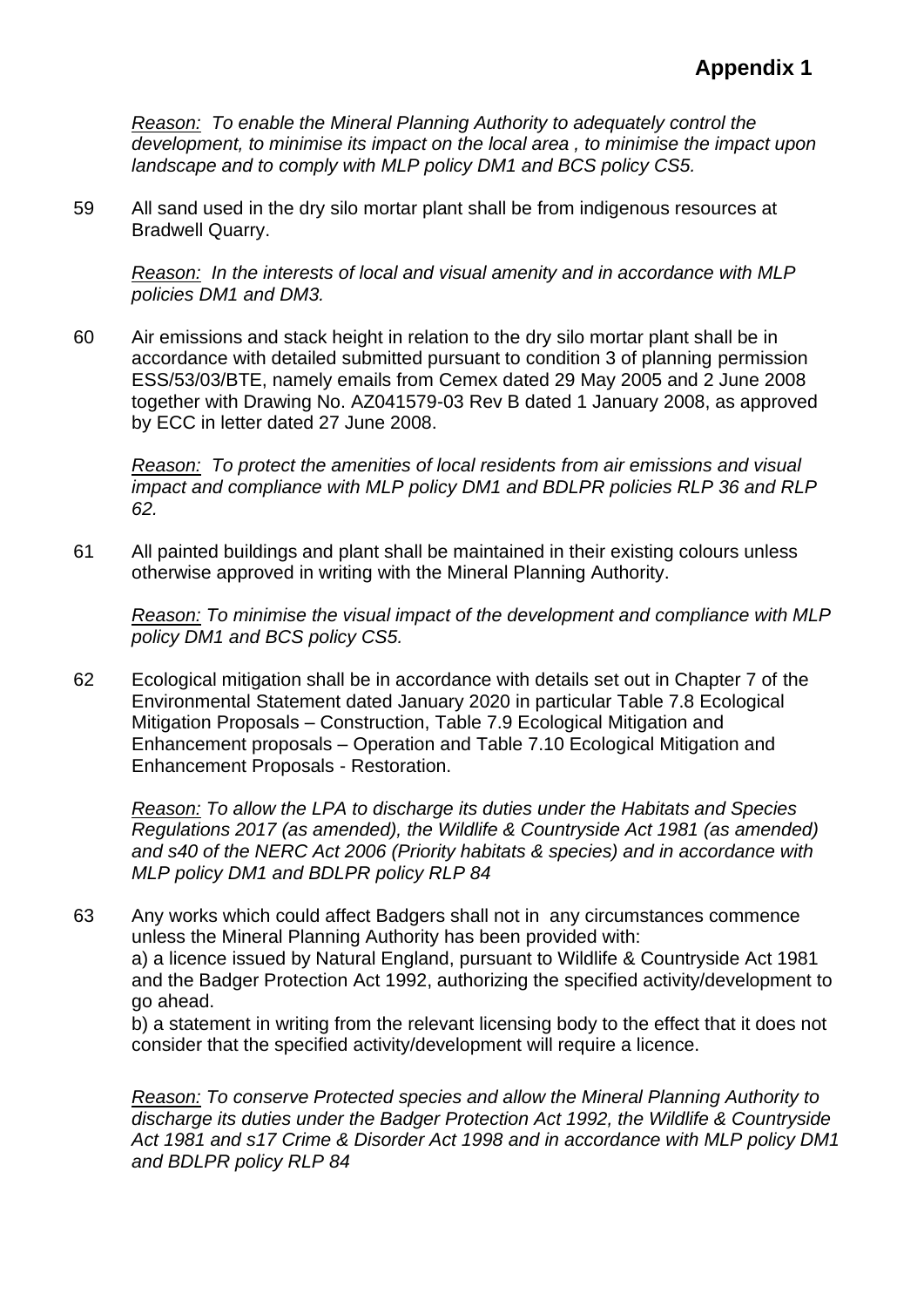**Appendix 1**

*<u>Reason:</u> To enable the Mineral Planning Authority to adequately control the development, to minimise its impact on the local area , to minimise the impact upon landscape and to comply with MLP policy DM1 and BCS policy CS5.*

59 All sand used in the dry silo mortar plant shall be from indigenous resources at Bradwell Quarry.

*<u>Reason:</u> In the interests of local and visual amenity and in accordance with MLP policies DM1 and DM3.*

60 Air emissions and stack height in relation to the dry silo mortar plant shall be in accordance with detailed submitted pursuant to condition 3 of planning permission ESS/53/03/BTE, namely emails from Cemex dated 29 May 2005 and 2 June 2008 together with Drawing No. AZ041579-03 Rev B dated 1 January 2008, as approved by ECC in letter dated 27 June 2008.

*<u>Reason:</u> To protect the amenities of local residents from air emissions and visual impact and compliance with MLP policy DM1 and BDLPR policies RLP 36 and RLP 62.*

61 All painted buildings and plant shall be maintained in their existing colours unless otherwise approved in writing with the Mineral Planning Authority.

*<u>Reason:</u> To minimise the visual impact of the development and compliance with MLP policy DM1 and BCS policy CS5.*

62 Ecological mitigation shall be in accordance with details set out in Chapter 7 of the Environmental Statement dated January 2020 in particular Table 7.8 Ecological Mitigation Proposals – Construction, Table 7.9 Ecological Mitigation and Enhancement proposals – Operation and Table 7.10 Ecological Mitigation and Enhancement Proposals - Restoration.

*<u>Reason:</u> To allow the LPA to discharge its duties under the Habitats and Species Regulations 2017 (as amended), the Wildlife & Countryside Act 1981 (as amended) and s40 of the NERC Act 2006 (Priority habitats & species) and in accordance with MLP policy DM1 and BDLPR policy RLP 84*

63 Any works which could affect Badgers shall not in any circumstances commence unless the Mineral Planning Authority has been provided with:
a) a licence issued by Natural England, pursuant to Wildlife & Countryside Act 1981 and the Badger Protection Act 1992, authorizing the specified activity/development to go ahead.
b) a statement in writing from the relevant licensing body to the effect that it does not consider that the specified activity/development will require a licence.

*<u>Reason:</u> To conserve Protected species and allow the Mineral Planning Authority to discharge its duties under the Badger Protection Act 1992, the Wildlife & Countryside Act 1981 and s17 Crime & Disorder Act 1998 and in accordance with MLP policy DM1 and BDLPR policy RLP 84*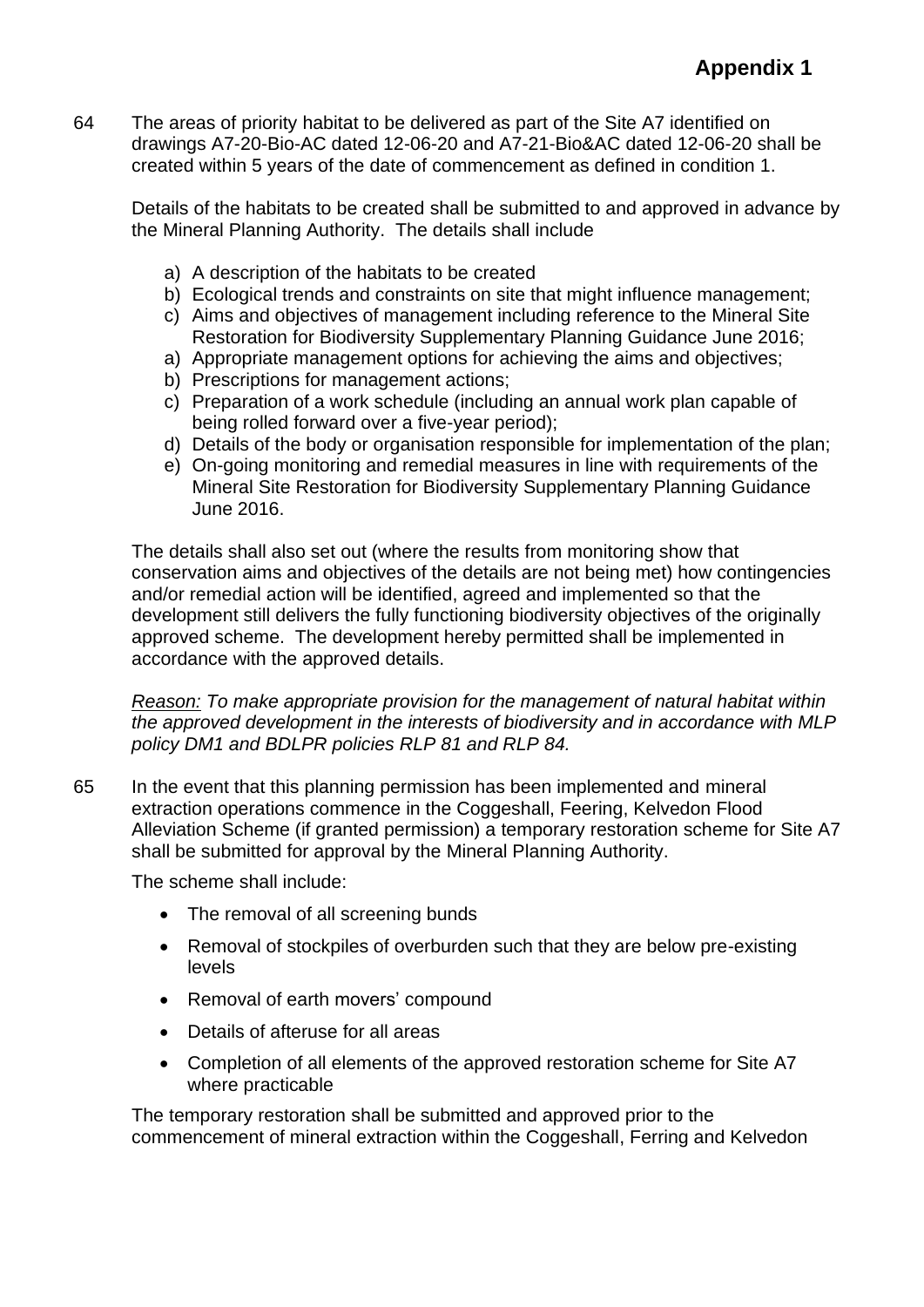# Appendix 1

64 The areas of priority habitat to be delivered as part of the Site A7 identified on drawings A7-20-Bio-AC dated 12-06-20 and A7-21-Bio&AC dated 12-06-20 shall be created within 5 years of the date of commencement as defined in condition 1.

Details of the habitats to be created shall be submitted to and approved in advance by the Mineral Planning Authority. The details shall include

a) A description of the habitats to be created
b) Ecological trends and constraints on site that might influence management;
c) Aims and objectives of management including reference to the Mineral Site Restoration for Biodiversity Supplementary Planning Guidance June 2016;
a) Appropriate management options for achieving the aims and objectives;
b) Prescriptions for management actions;
c) Preparation of a work schedule (including an annual work plan capable of being rolled forward over a five-year period);
d) Details of the body or organisation responsible for implementation of the plan;
e) On-going monitoring and remedial measures in line with requirements of the Mineral Site Restoration for Biodiversity Supplementary Planning Guidance June 2016.

The details shall also set out (where the results from monitoring show that conservation aims and objectives of the details are not being met) how contingencies and/or remedial action will be identified, agreed and implemented so that the development still delivers the fully functioning biodiversity objectives of the originally approved scheme. The development hereby permitted shall be implemented in accordance with the approved details.

*Reason: To make appropriate provision for the management of natural habitat within the approved development in the interests of biodiversity and in accordance with MLP policy DM1 and BDLPR policies RLP 81 and RLP 84.*

65 In the event that this planning permission has been implemented and mineral extraction operations commence in the Coggeshall, Feering, Kelvedon Flood Alleviation Scheme (if granted permission) a temporary restoration scheme for Site A7 shall be submitted for approval by the Mineral Planning Authority.

The scheme shall include:

- The removal of all screening bunds
- Removal of stockpiles of overburden such that they are below pre-existing levels
- Removal of earth movers' compound
- Details of afteruse for all areas
- Completion of all elements of the approved restoration scheme for Site A7 where practicable

The temporary restoration shall be submitted and approved prior to the commencement of mineral extraction within the Coggeshall, Ferring and Kelvedon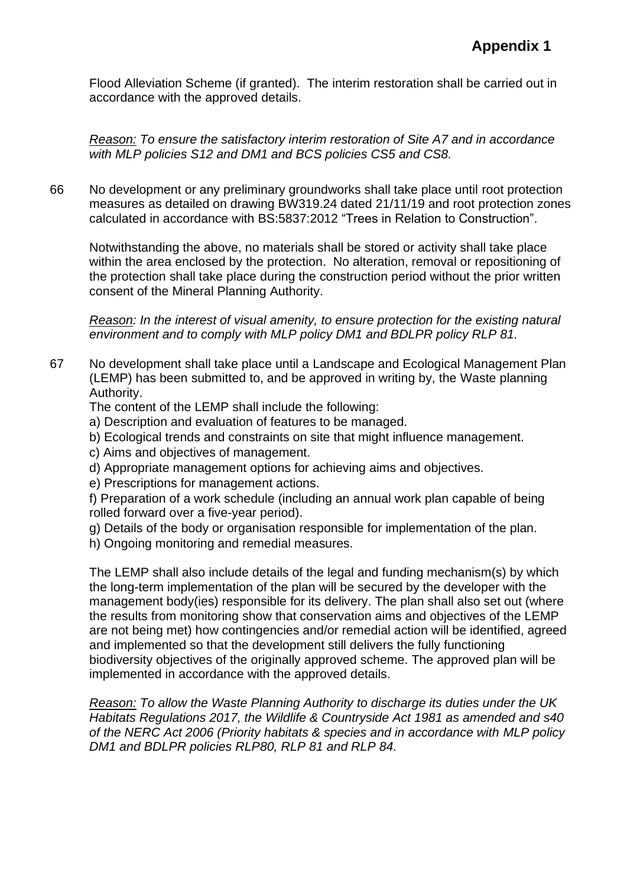Flood Alleviation Scheme (if granted). The interim restoration shall be carried out in accordance with the approved details.

*<u>Reason:</u> To ensure the satisfactory interim restoration of Site A7 and in accordance with MLP policies S12 and DM1 and BCS policies CS5 and CS8.*

66 No development or any preliminary groundworks shall take place until root protection measures as detailed on drawing BW319.24 dated 21/11/19 and root protection zones calculated in accordance with BS:5837:2012 “Trees in Relation to Construction”.

Notwithstanding the above, no materials shall be stored or activity shall take place within the area enclosed by the protection. No alteration, removal or repositioning of the protection shall take place during the construction period without the prior written consent of the Mineral Planning Authority.

*<u>Reason</u>: In the interest of visual amenity, to ensure protection for the existing natural environment and to comply with MLP policy DM1 and BDLPR policy RLP 81.*

67 No development shall take place until a Landscape and Ecological Management Plan (LEMP) has been submitted to, and be approved in writing by, the Waste planning Authority.

The content of the LEMP shall include the following:

a) Description and evaluation of features to be managed.
b) Ecological trends and constraints on site that might influence management.
c) Aims and objectives of management.
d) Appropriate management options for achieving aims and objectives.
e) Prescriptions for management actions.
f) Preparation of a work schedule (including an annual work plan capable of being rolled forward over a five-year period).
g) Details of the body or organisation responsible for implementation of the plan.
h) Ongoing monitoring and remedial measures.

The LEMP shall also include details of the legal and funding mechanism(s) by which the long-term implementation of the plan will be secured by the developer with the management body(ies) responsible for its delivery. The plan shall also set out (where the results from monitoring show that conservation aims and objectives of the LEMP are not being met) how contingencies and/or remedial action will be identified, agreed and implemented so that the development still delivers the fully functioning biodiversity objectives of the originally approved scheme. The approved plan will be implemented in accordance with the approved details.

*<u>Reason:</u> To allow the Waste Planning Authority to discharge its duties under the UK Habitats Regulations 2017, the Wildlife & Countryside Act 1981 as amended and s40 of the NERC Act 2006 (Priority habitats & species and in accordance with MLP policy DM1 and BDLPR policies RLP80, RLP 81 and RLP 84.*